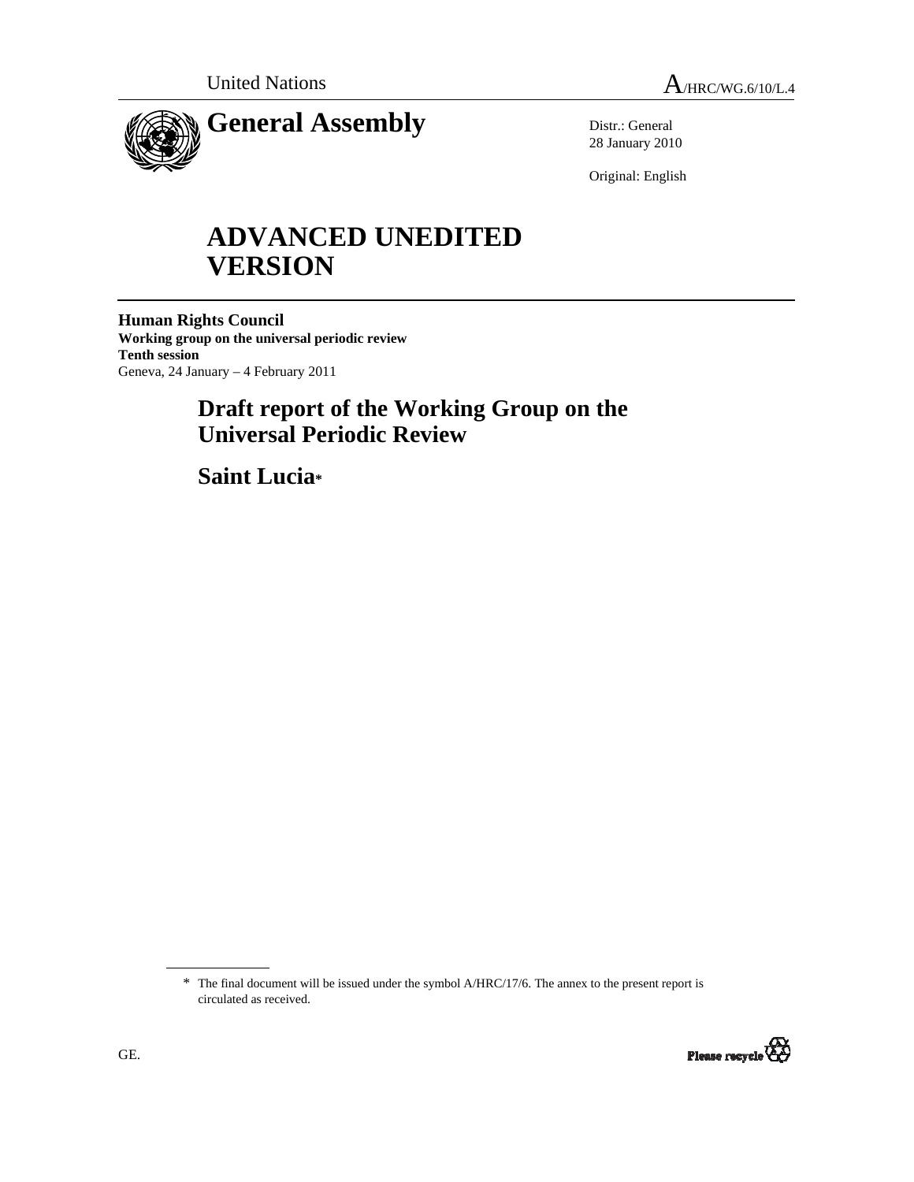United Nations A/HRC/WG.6/10/L.4

# General Assembly

Distr.: General
28 January 2010

Original: English

# ADVANCED UNEDITED VERSION

**Human Rights Council**
**Working group on the universal periodic review**
**Tenth session**
Geneva, 24 January – 4 February 2011

## Draft report of the Working Group on the Universal Periodic Review

## Saint Lucia*

---

\* The final document will be issued under the symbol A/HRC/17/6. The annex to the present report is circulated as received.

GE.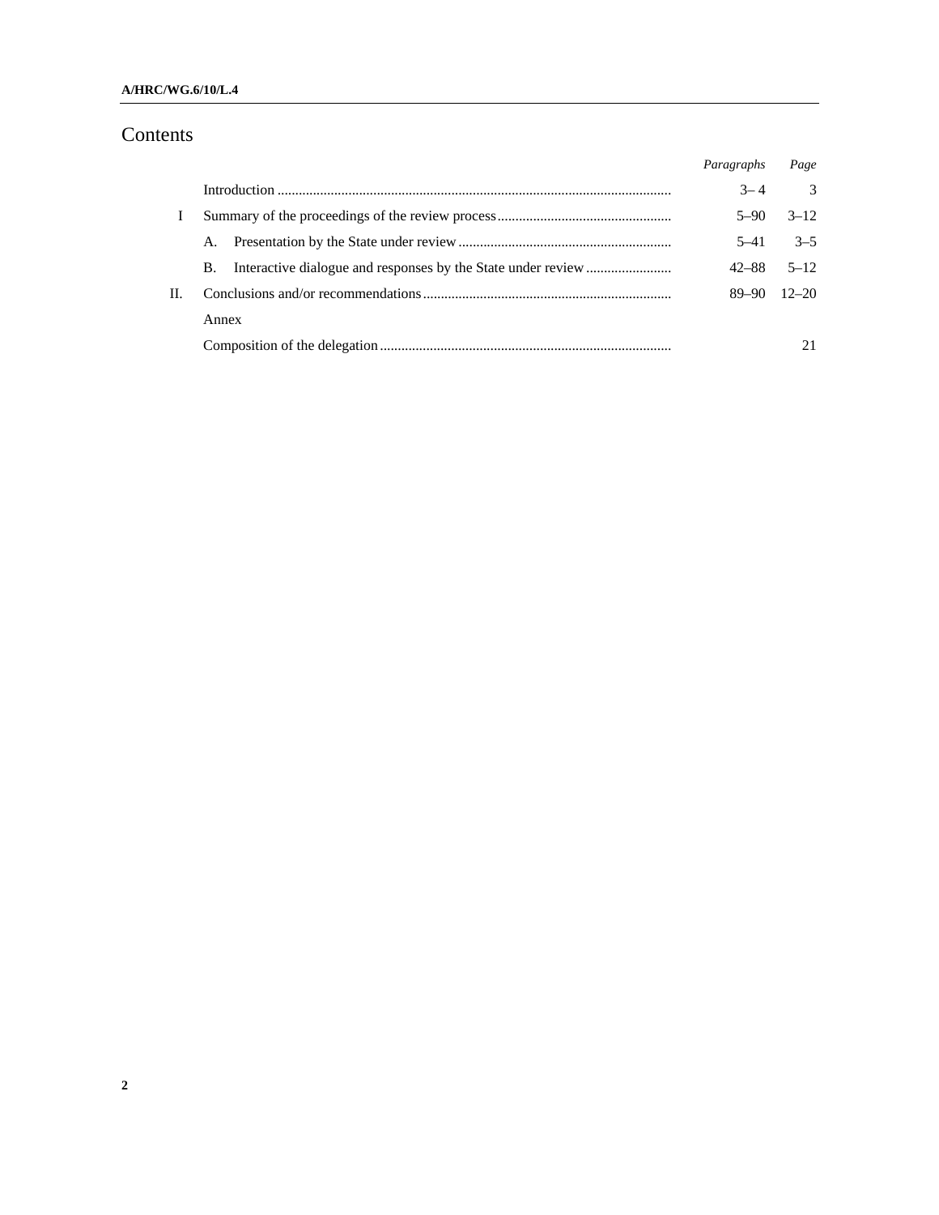# Contents

| | | *Paragraphs* | *Page* |
|---|---|---|---|
| | Introduction | 3– 4 | 3 |
| I | Summary of the proceedings of the review process | 5–90 | 3–12 |
| | A. Presentation by the State under review | 5–41 | 3–5 |
| | B. Interactive dialogue and responses by the State under review | 42–88 | 5–12 |
| II. | Conclusions and/or recommendations | 89–90 | 12–20 |
| | Annex | | |
| | Composition of the delegation | | 21 |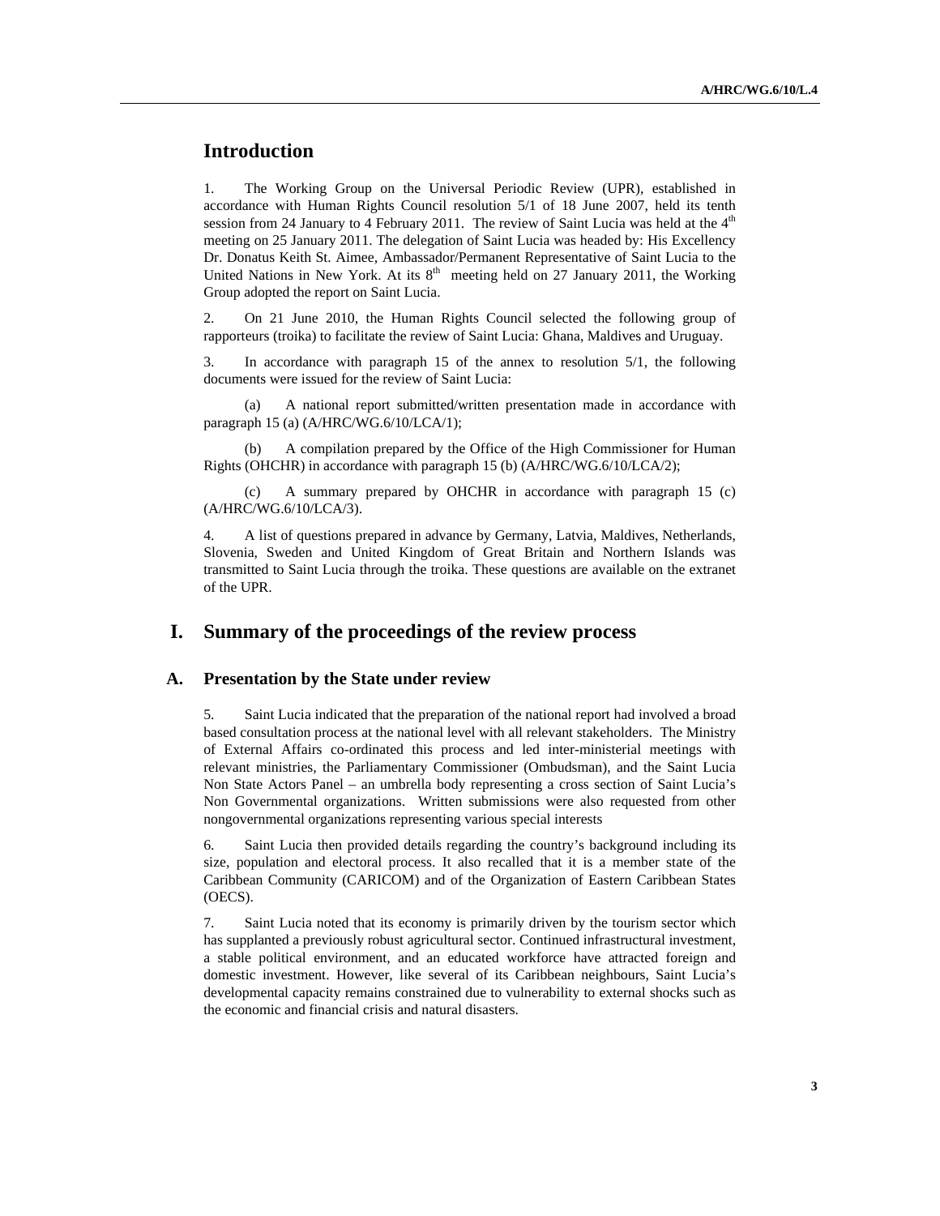## Introduction

1. The Working Group on the Universal Periodic Review (UPR), established in accordance with Human Rights Council resolution 5/1 of 18 June 2007, held its tenth session from 24 January to 4 February 2011. The review of Saint Lucia was held at the 4th meeting on 25 January 2011. The delegation of Saint Lucia was headed by: His Excellency Dr. Donatus Keith St. Aimee, Ambassador/Permanent Representative of Saint Lucia to the United Nations in New York. At its 8th meeting held on 27 January 2011, the Working Group adopted the report on Saint Lucia.

2. On 21 June 2010, the Human Rights Council selected the following group of rapporteurs (troika) to facilitate the review of Saint Lucia: Ghana, Maldives and Uruguay.

3. In accordance with paragraph 15 of the annex to resolution 5/1, the following documents were issued for the review of Saint Lucia:

(a) A national report submitted/written presentation made in accordance with paragraph 15 (a) (A/HRC/WG.6/10/LCA/1);

(b) A compilation prepared by the Office of the High Commissioner for Human Rights (OHCHR) in accordance with paragraph 15 (b) (A/HRC/WG.6/10/LCA/2);

(c) A summary prepared by OHCHR in accordance with paragraph 15 (c) (A/HRC/WG.6/10/LCA/3).

4. A list of questions prepared in advance by Germany, Latvia, Maldives, Netherlands, Slovenia, Sweden and United Kingdom of Great Britain and Northern Islands was transmitted to Saint Lucia through the troika. These questions are available on the extranet of the UPR.

## I. Summary of the proceedings of the review process

### A. Presentation by the State under review

5. Saint Lucia indicated that the preparation of the national report had involved a broad based consultation process at the national level with all relevant stakeholders. The Ministry of External Affairs co-ordinated this process and led inter-ministerial meetings with relevant ministries, the Parliamentary Commissioner (Ombudsman), and the Saint Lucia Non State Actors Panel – an umbrella body representing a cross section of Saint Lucia's Non Governmental organizations. Written submissions were also requested from other nongovernmental organizations representing various special interests

6. Saint Lucia then provided details regarding the country's background including its size, population and electoral process. It also recalled that it is a member state of the Caribbean Community (CARICOM) and of the Organization of Eastern Caribbean States (OECS).

7. Saint Lucia noted that its economy is primarily driven by the tourism sector which has supplanted a previously robust agricultural sector. Continued infrastructural investment, a stable political environment, and an educated workforce have attracted foreign and domestic investment. However, like several of its Caribbean neighbours, Saint Lucia's developmental capacity remains constrained due to vulnerability to external shocks such as the economic and financial crisis and natural disasters.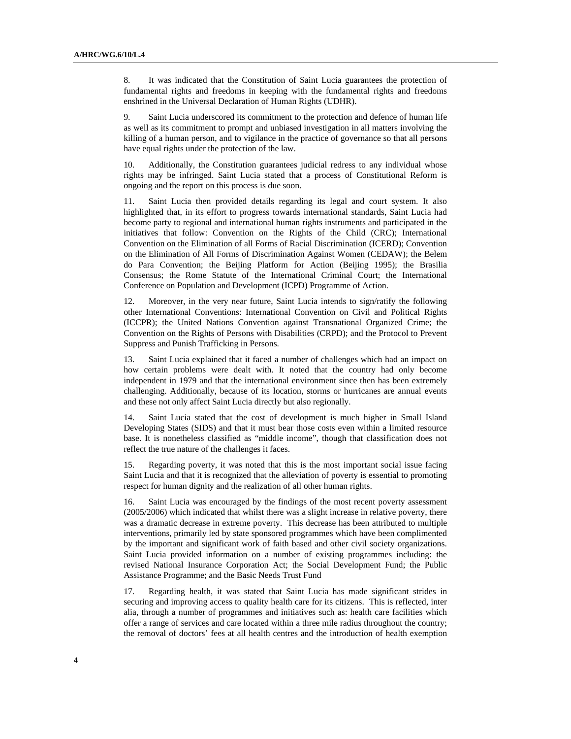8. It was indicated that the Constitution of Saint Lucia guarantees the protection of fundamental rights and freedoms in keeping with the fundamental rights and freedoms enshrined in the Universal Declaration of Human Rights (UDHR).

9. Saint Lucia underscored its commitment to the protection and defence of human life as well as its commitment to prompt and unbiased investigation in all matters involving the killing of a human person, and to vigilance in the practice of governance so that all persons have equal rights under the protection of the law.

10. Additionally, the Constitution guarantees judicial redress to any individual whose rights may be infringed. Saint Lucia stated that a process of Constitutional Reform is ongoing and the report on this process is due soon.

11. Saint Lucia then provided details regarding its legal and court system. It also highlighted that, in its effort to progress towards international standards, Saint Lucia had become party to regional and international human rights instruments and participated in the initiatives that follow: Convention on the Rights of the Child (CRC); International Convention on the Elimination of all Forms of Racial Discrimination (ICERD); Convention on the Elimination of All Forms of Discrimination Against Women (CEDAW); the Belem do Para Convention; the Beijing Platform for Action (Beijing 1995); the Brasilia Consensus; the Rome Statute of the International Criminal Court; the International Conference on Population and Development (ICPD) Programme of Action.

12. Moreover, in the very near future, Saint Lucia intends to sign/ratify the following other International Conventions: International Convention on Civil and Political Rights (ICCPR); the United Nations Convention against Transnational Organized Crime; the Convention on the Rights of Persons with Disabilities (CRPD); and the Protocol to Prevent Suppress and Punish Trafficking in Persons.

13. Saint Lucia explained that it faced a number of challenges which had an impact on how certain problems were dealt with. It noted that the country had only become independent in 1979 and that the international environment since then has been extremely challenging. Additionally, because of its location, storms or hurricanes are annual events and these not only affect Saint Lucia directly but also regionally.

14. Saint Lucia stated that the cost of development is much higher in Small Island Developing States (SIDS) and that it must bear those costs even within a limited resource base. It is nonetheless classified as "middle income", though that classification does not reflect the true nature of the challenges it faces.

15. Regarding poverty, it was noted that this is the most important social issue facing Saint Lucia and that it is recognized that the alleviation of poverty is essential to promoting respect for human dignity and the realization of all other human rights.

16. Saint Lucia was encouraged by the findings of the most recent poverty assessment (2005/2006) which indicated that whilst there was a slight increase in relative poverty, there was a dramatic decrease in extreme poverty. This decrease has been attributed to multiple interventions, primarily led by state sponsored programmes which have been complimented by the important and significant work of faith based and other civil society organizations. Saint Lucia provided information on a number of existing programmes including: the revised National Insurance Corporation Act; the Social Development Fund; the Public Assistance Programme; and the Basic Needs Trust Fund

17. Regarding health, it was stated that Saint Lucia has made significant strides in securing and improving access to quality health care for its citizens. This is reflected, inter alia, through a number of programmes and initiatives such as: health care facilities which offer a range of services and care located within a three mile radius throughout the country; the removal of doctors' fees at all health centres and the introduction of health exemption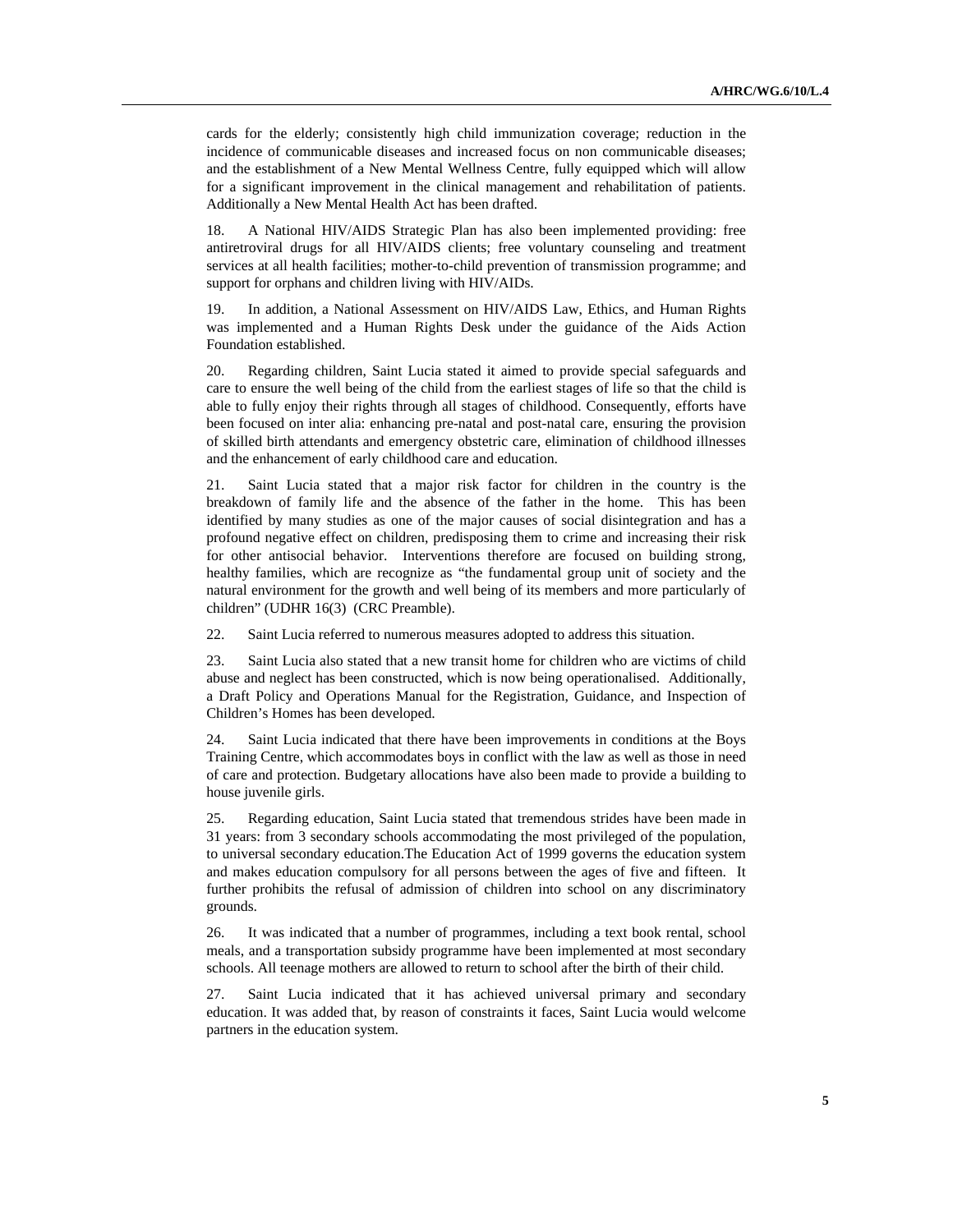cards for the elderly; consistently high child immunization coverage; reduction in the incidence of communicable diseases and increased focus on non communicable diseases; and the establishment of a New Mental Wellness Centre, fully equipped which will allow for a significant improvement in the clinical management and rehabilitation of patients. Additionally a New Mental Health Act has been drafted.

18. A National HIV/AIDS Strategic Plan has also been implemented providing: free antiretroviral drugs for all HIV/AIDS clients; free voluntary counseling and treatment services at all health facilities; mother-to-child prevention of transmission programme; and support for orphans and children living with HIV/AIDs.

19. In addition, a National Assessment on HIV/AIDS Law, Ethics, and Human Rights was implemented and a Human Rights Desk under the guidance of the Aids Action Foundation established.

20. Regarding children, Saint Lucia stated it aimed to provide special safeguards and care to ensure the well being of the child from the earliest stages of life so that the child is able to fully enjoy their rights through all stages of childhood. Consequently, efforts have been focused on inter alia: enhancing pre-natal and post-natal care, ensuring the provision of skilled birth attendants and emergency obstetric care, elimination of childhood illnesses and the enhancement of early childhood care and education.

21. Saint Lucia stated that a major risk factor for children in the country is the breakdown of family life and the absence of the father in the home. This has been identified by many studies as one of the major causes of social disintegration and has a profound negative effect on children, predisposing them to crime and increasing their risk for other antisocial behavior. Interventions therefore are focused on building strong, healthy families, which are recognize as "the fundamental group unit of society and the natural environment for the growth and well being of its members and more particularly of children" (UDHR 16(3) (CRC Preamble).

22. Saint Lucia referred to numerous measures adopted to address this situation.

23. Saint Lucia also stated that a new transit home for children who are victims of child abuse and neglect has been constructed, which is now being operationalised. Additionally, a Draft Policy and Operations Manual for the Registration, Guidance, and Inspection of Children's Homes has been developed.

24. Saint Lucia indicated that there have been improvements in conditions at the Boys Training Centre, which accommodates boys in conflict with the law as well as those in need of care and protection. Budgetary allocations have also been made to provide a building to house juvenile girls.

25. Regarding education, Saint Lucia stated that tremendous strides have been made in 31 years: from 3 secondary schools accommodating the most privileged of the population, to universal secondary education.The Education Act of 1999 governs the education system and makes education compulsory for all persons between the ages of five and fifteen. It further prohibits the refusal of admission of children into school on any discriminatory grounds.

26. It was indicated that a number of programmes, including a text book rental, school meals, and a transportation subsidy programme have been implemented at most secondary schools. All teenage mothers are allowed to return to school after the birth of their child.

27. Saint Lucia indicated that it has achieved universal primary and secondary education. It was added that, by reason of constraints it faces, Saint Lucia would welcome partners in the education system.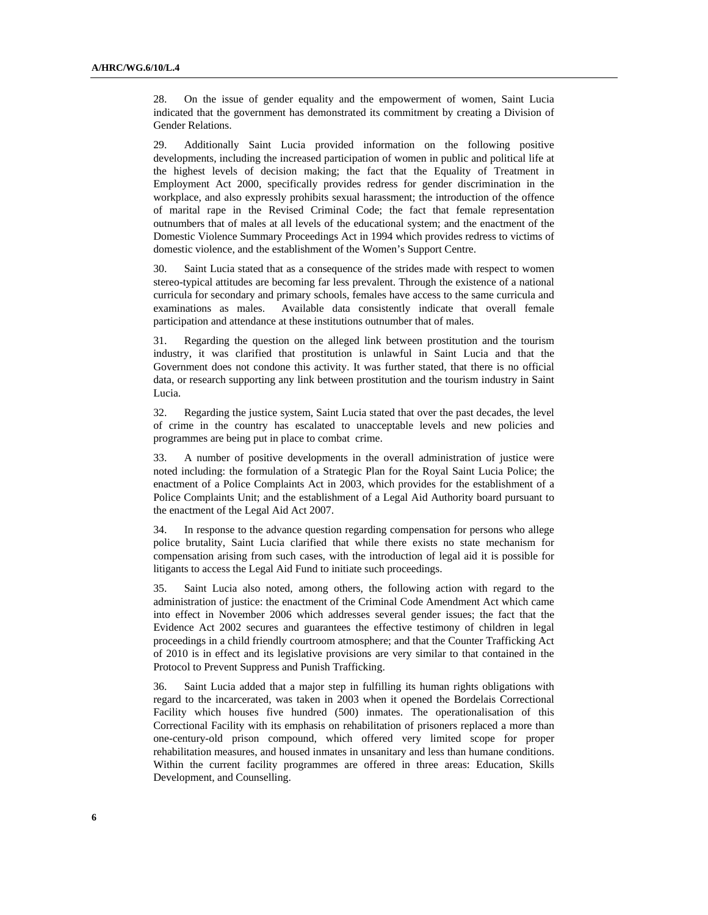28. On the issue of gender equality and the empowerment of women, Saint Lucia indicated that the government has demonstrated its commitment by creating a Division of Gender Relations.

29. Additionally Saint Lucia provided information on the following positive developments, including the increased participation of women in public and political life at the highest levels of decision making; the fact that the Equality of Treatment in Employment Act 2000, specifically provides redress for gender discrimination in the workplace, and also expressly prohibits sexual harassment; the introduction of the offence of marital rape in the Revised Criminal Code; the fact that female representation outnumbers that of males at all levels of the educational system; and the enactment of the Domestic Violence Summary Proceedings Act in 1994 which provides redress to victims of domestic violence, and the establishment of the Women's Support Centre.

30. Saint Lucia stated that as a consequence of the strides made with respect to women stereo-typical attitudes are becoming far less prevalent. Through the existence of a national curricula for secondary and primary schools, females have access to the same curricula and examinations as males. Available data consistently indicate that overall female participation and attendance at these institutions outnumber that of males.

31. Regarding the question on the alleged link between prostitution and the tourism industry, it was clarified that prostitution is unlawful in Saint Lucia and that the Government does not condone this activity. It was further stated, that there is no official data, or research supporting any link between prostitution and the tourism industry in Saint Lucia.

32. Regarding the justice system, Saint Lucia stated that over the past decades, the level of crime in the country has escalated to unacceptable levels and new policies and programmes are being put in place to combat crime.

33. A number of positive developments in the overall administration of justice were noted including: the formulation of a Strategic Plan for the Royal Saint Lucia Police; the enactment of a Police Complaints Act in 2003, which provides for the establishment of a Police Complaints Unit; and the establishment of a Legal Aid Authority board pursuant to the enactment of the Legal Aid Act 2007.

34. In response to the advance question regarding compensation for persons who allege police brutality, Saint Lucia clarified that while there exists no state mechanism for compensation arising from such cases, with the introduction of legal aid it is possible for litigants to access the Legal Aid Fund to initiate such proceedings.

35. Saint Lucia also noted, among others, the following action with regard to the administration of justice: the enactment of the Criminal Code Amendment Act which came into effect in November 2006 which addresses several gender issues; the fact that the Evidence Act 2002 secures and guarantees the effective testimony of children in legal proceedings in a child friendly courtroom atmosphere; and that the Counter Trafficking Act of 2010 is in effect and its legislative provisions are very similar to that contained in the Protocol to Prevent Suppress and Punish Trafficking.

36. Saint Lucia added that a major step in fulfilling its human rights obligations with regard to the incarcerated, was taken in 2003 when it opened the Bordelais Correctional Facility which houses five hundred (500) inmates. The operationalisation of this Correctional Facility with its emphasis on rehabilitation of prisoners replaced a more than one-century-old prison compound, which offered very limited scope for proper rehabilitation measures, and housed inmates in unsanitary and less than humane conditions. Within the current facility programmes are offered in three areas: Education, Skills Development, and Counselling.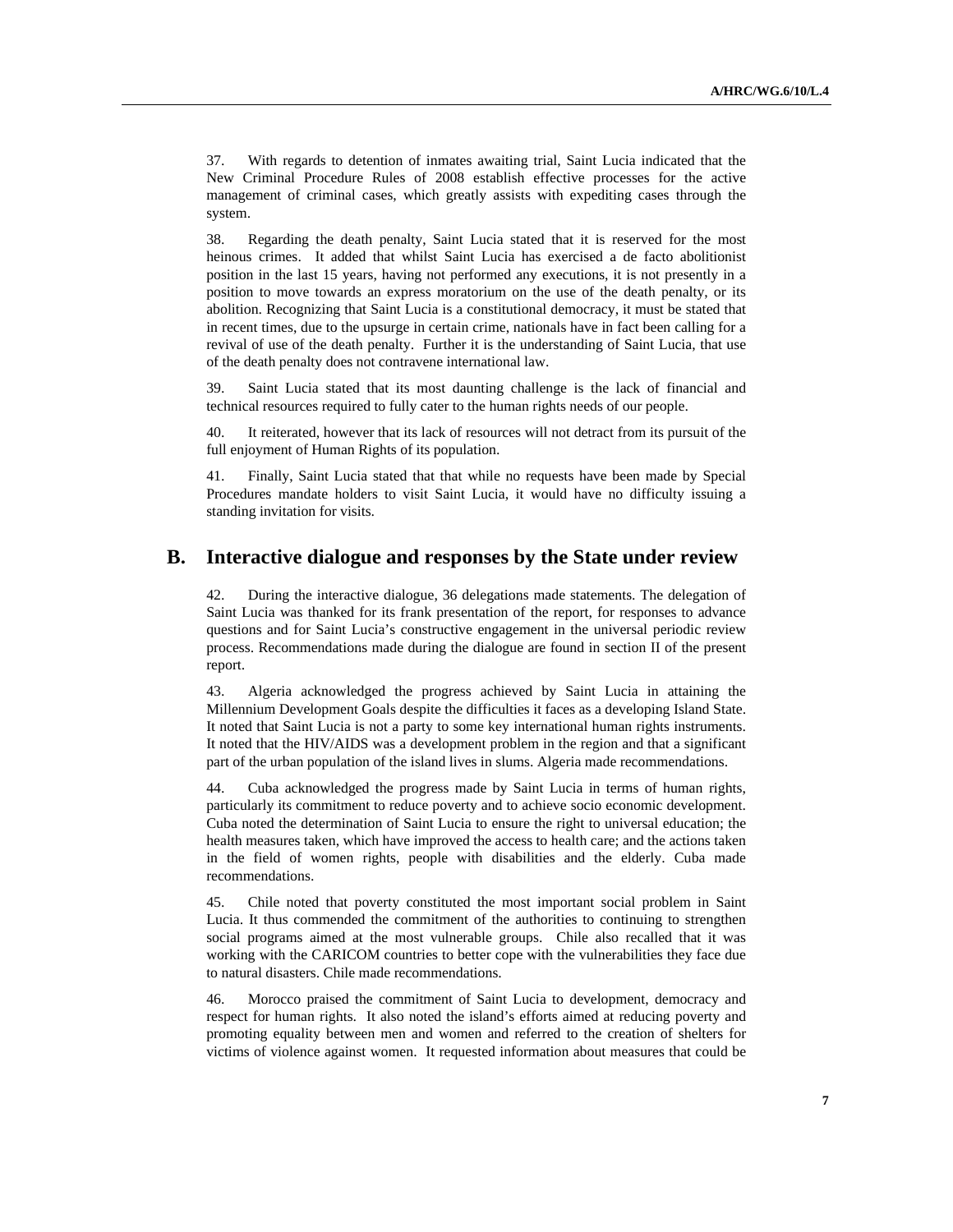37. With regards to detention of inmates awaiting trial, Saint Lucia indicated that the New Criminal Procedure Rules of 2008 establish effective processes for the active management of criminal cases, which greatly assists with expediting cases through the system.

38. Regarding the death penalty, Saint Lucia stated that it is reserved for the most heinous crimes. It added that whilst Saint Lucia has exercised a de facto abolitionist position in the last 15 years, having not performed any executions, it is not presently in a position to move towards an express moratorium on the use of the death penalty, or its abolition. Recognizing that Saint Lucia is a constitutional democracy, it must be stated that in recent times, due to the upsurge in certain crime, nationals have in fact been calling for a revival of use of the death penalty. Further it is the understanding of Saint Lucia, that use of the death penalty does not contravene international law.

39. Saint Lucia stated that its most daunting challenge is the lack of financial and technical resources required to fully cater to the human rights needs of our people.

40. It reiterated, however that its lack of resources will not detract from its pursuit of the full enjoyment of Human Rights of its population.

41. Finally, Saint Lucia stated that that while no requests have been made by Special Procedures mandate holders to visit Saint Lucia, it would have no difficulty issuing a standing invitation for visits.

## B. Interactive dialogue and responses by the State under review

42. During the interactive dialogue, 36 delegations made statements. The delegation of Saint Lucia was thanked for its frank presentation of the report, for responses to advance questions and for Saint Lucia's constructive engagement in the universal periodic review process. Recommendations made during the dialogue are found in section II of the present report.

43. Algeria acknowledged the progress achieved by Saint Lucia in attaining the Millennium Development Goals despite the difficulties it faces as a developing Island State. It noted that Saint Lucia is not a party to some key international human rights instruments. It noted that the HIV/AIDS was a development problem in the region and that a significant part of the urban population of the island lives in slums. Algeria made recommendations.

44. Cuba acknowledged the progress made by Saint Lucia in terms of human rights, particularly its commitment to reduce poverty and to achieve socio economic development. Cuba noted the determination of Saint Lucia to ensure the right to universal education; the health measures taken, which have improved the access to health care; and the actions taken in the field of women rights, people with disabilities and the elderly. Cuba made recommendations.

45. Chile noted that poverty constituted the most important social problem in Saint Lucia. It thus commended the commitment of the authorities to continuing to strengthen social programs aimed at the most vulnerable groups. Chile also recalled that it was working with the CARICOM countries to better cope with the vulnerabilities they face due to natural disasters. Chile made recommendations.

46. Morocco praised the commitment of Saint Lucia to development, democracy and respect for human rights. It also noted the island's efforts aimed at reducing poverty and promoting equality between men and women and referred to the creation of shelters for victims of violence against women. It requested information about measures that could be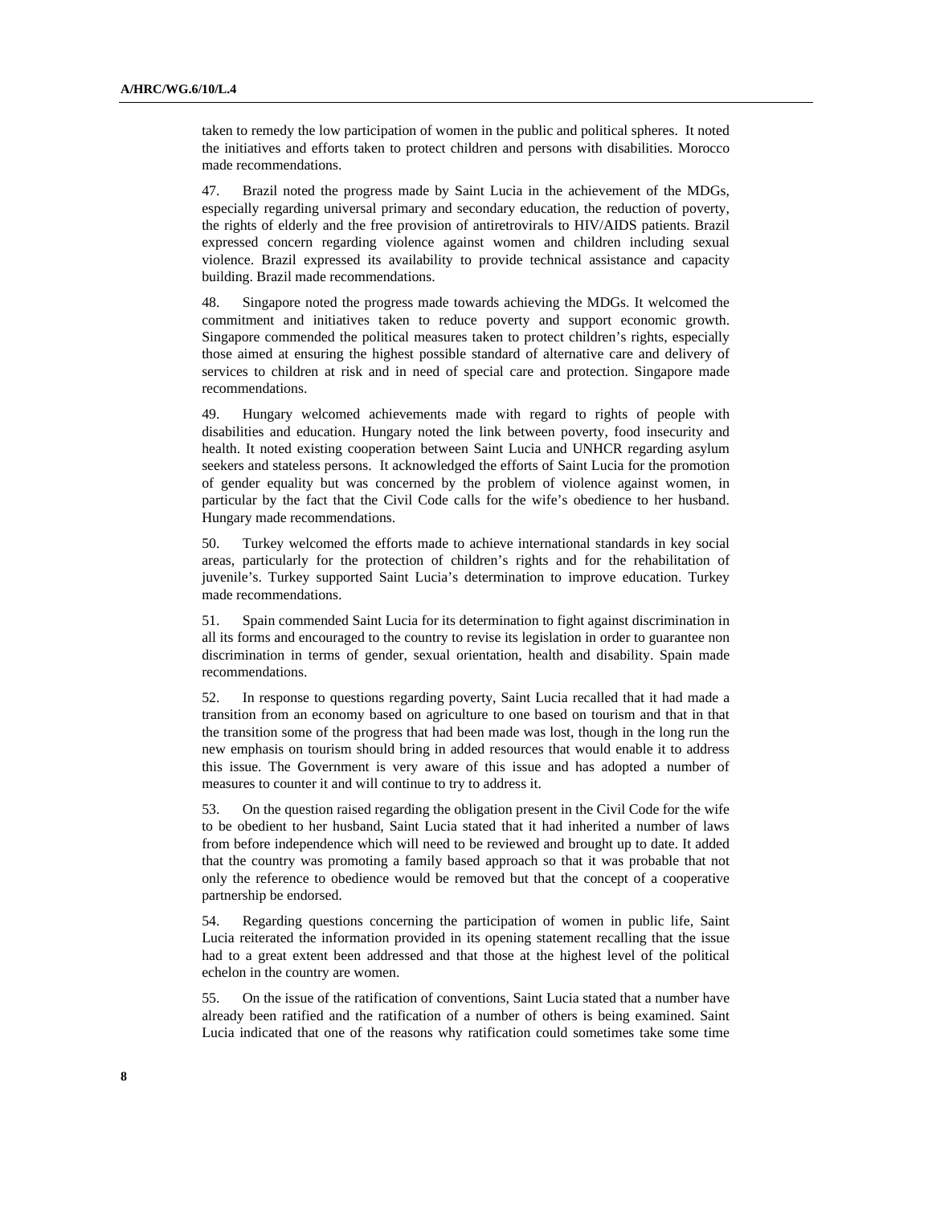taken to remedy the low participation of women in the public and political spheres. It noted the initiatives and efforts taken to protect children and persons with disabilities. Morocco made recommendations.

47. Brazil noted the progress made by Saint Lucia in the achievement of the MDGs, especially regarding universal primary and secondary education, the reduction of poverty, the rights of elderly and the free provision of antiretrovirals to HIV/AIDS patients. Brazil expressed concern regarding violence against women and children including sexual violence. Brazil expressed its availability to provide technical assistance and capacity building. Brazil made recommendations.

48. Singapore noted the progress made towards achieving the MDGs. It welcomed the commitment and initiatives taken to reduce poverty and support economic growth. Singapore commended the political measures taken to protect children's rights, especially those aimed at ensuring the highest possible standard of alternative care and delivery of services to children at risk and in need of special care and protection. Singapore made recommendations.

49. Hungary welcomed achievements made with regard to rights of people with disabilities and education. Hungary noted the link between poverty, food insecurity and health. It noted existing cooperation between Saint Lucia and UNHCR regarding asylum seekers and stateless persons. It acknowledged the efforts of Saint Lucia for the promotion of gender equality but was concerned by the problem of violence against women, in particular by the fact that the Civil Code calls for the wife's obedience to her husband. Hungary made recommendations.

50. Turkey welcomed the efforts made to achieve international standards in key social areas, particularly for the protection of children's rights and for the rehabilitation of juvenile's. Turkey supported Saint Lucia's determination to improve education. Turkey made recommendations.

51. Spain commended Saint Lucia for its determination to fight against discrimination in all its forms and encouraged to the country to revise its legislation in order to guarantee non discrimination in terms of gender, sexual orientation, health and disability. Spain made recommendations.

52. In response to questions regarding poverty, Saint Lucia recalled that it had made a transition from an economy based on agriculture to one based on tourism and that in that the transition some of the progress that had been made was lost, though in the long run the new emphasis on tourism should bring in added resources that would enable it to address this issue. The Government is very aware of this issue and has adopted a number of measures to counter it and will continue to try to address it.

53. On the question raised regarding the obligation present in the Civil Code for the wife to be obedient to her husband, Saint Lucia stated that it had inherited a number of laws from before independence which will need to be reviewed and brought up to date. It added that the country was promoting a family based approach so that it was probable that not only the reference to obedience would be removed but that the concept of a cooperative partnership be endorsed.

54. Regarding questions concerning the participation of women in public life, Saint Lucia reiterated the information provided in its opening statement recalling that the issue had to a great extent been addressed and that those at the highest level of the political echelon in the country are women.

55. On the issue of the ratification of conventions, Saint Lucia stated that a number have already been ratified and the ratification of a number of others is being examined. Saint Lucia indicated that one of the reasons why ratification could sometimes take some time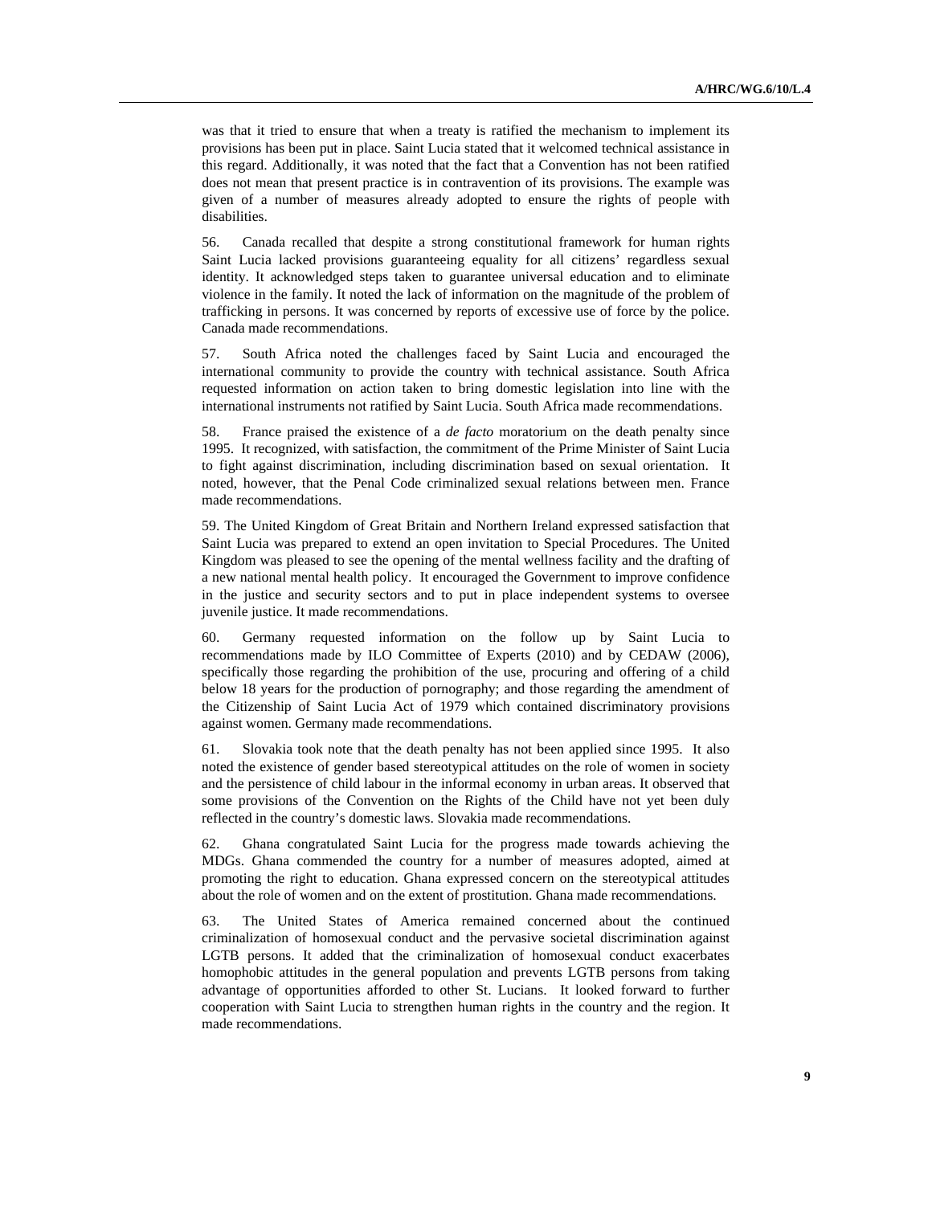was that it tried to ensure that when a treaty is ratified the mechanism to implement its provisions has been put in place. Saint Lucia stated that it welcomed technical assistance in this regard. Additionally, it was noted that the fact that a Convention has not been ratified does not mean that present practice is in contravention of its provisions. The example was given of a number of measures already adopted to ensure the rights of people with disabilities.

56. Canada recalled that despite a strong constitutional framework for human rights Saint Lucia lacked provisions guaranteeing equality for all citizens' regardless sexual identity. It acknowledged steps taken to guarantee universal education and to eliminate violence in the family. It noted the lack of information on the magnitude of the problem of trafficking in persons. It was concerned by reports of excessive use of force by the police. Canada made recommendations.

57. South Africa noted the challenges faced by Saint Lucia and encouraged the international community to provide the country with technical assistance. South Africa requested information on action taken to bring domestic legislation into line with the international instruments not ratified by Saint Lucia. South Africa made recommendations.

58. France praised the existence of a *de facto* moratorium on the death penalty since 1995. It recognized, with satisfaction, the commitment of the Prime Minister of Saint Lucia to fight against discrimination, including discrimination based on sexual orientation. It noted, however, that the Penal Code criminalized sexual relations between men. France made recommendations.

59. The United Kingdom of Great Britain and Northern Ireland expressed satisfaction that Saint Lucia was prepared to extend an open invitation to Special Procedures. The United Kingdom was pleased to see the opening of the mental wellness facility and the drafting of a new national mental health policy. It encouraged the Government to improve confidence in the justice and security sectors and to put in place independent systems to oversee juvenile justice. It made recommendations.

60. Germany requested information on the follow up by Saint Lucia to recommendations made by ILO Committee of Experts (2010) and by CEDAW (2006), specifically those regarding the prohibition of the use, procuring and offering of a child below 18 years for the production of pornography; and those regarding the amendment of the Citizenship of Saint Lucia Act of 1979 which contained discriminatory provisions against women. Germany made recommendations.

61. Slovakia took note that the death penalty has not been applied since 1995. It also noted the existence of gender based stereotypical attitudes on the role of women in society and the persistence of child labour in the informal economy in urban areas. It observed that some provisions of the Convention on the Rights of the Child have not yet been duly reflected in the country's domestic laws. Slovakia made recommendations.

62. Ghana congratulated Saint Lucia for the progress made towards achieving the MDGs. Ghana commended the country for a number of measures adopted, aimed at promoting the right to education. Ghana expressed concern on the stereotypical attitudes about the role of women and on the extent of prostitution. Ghana made recommendations.

63. The United States of America remained concerned about the continued criminalization of homosexual conduct and the pervasive societal discrimination against LGTB persons. It added that the criminalization of homosexual conduct exacerbates homophobic attitudes in the general population and prevents LGTB persons from taking advantage of opportunities afforded to other St. Lucians. It looked forward to further cooperation with Saint Lucia to strengthen human rights in the country and the region. It made recommendations.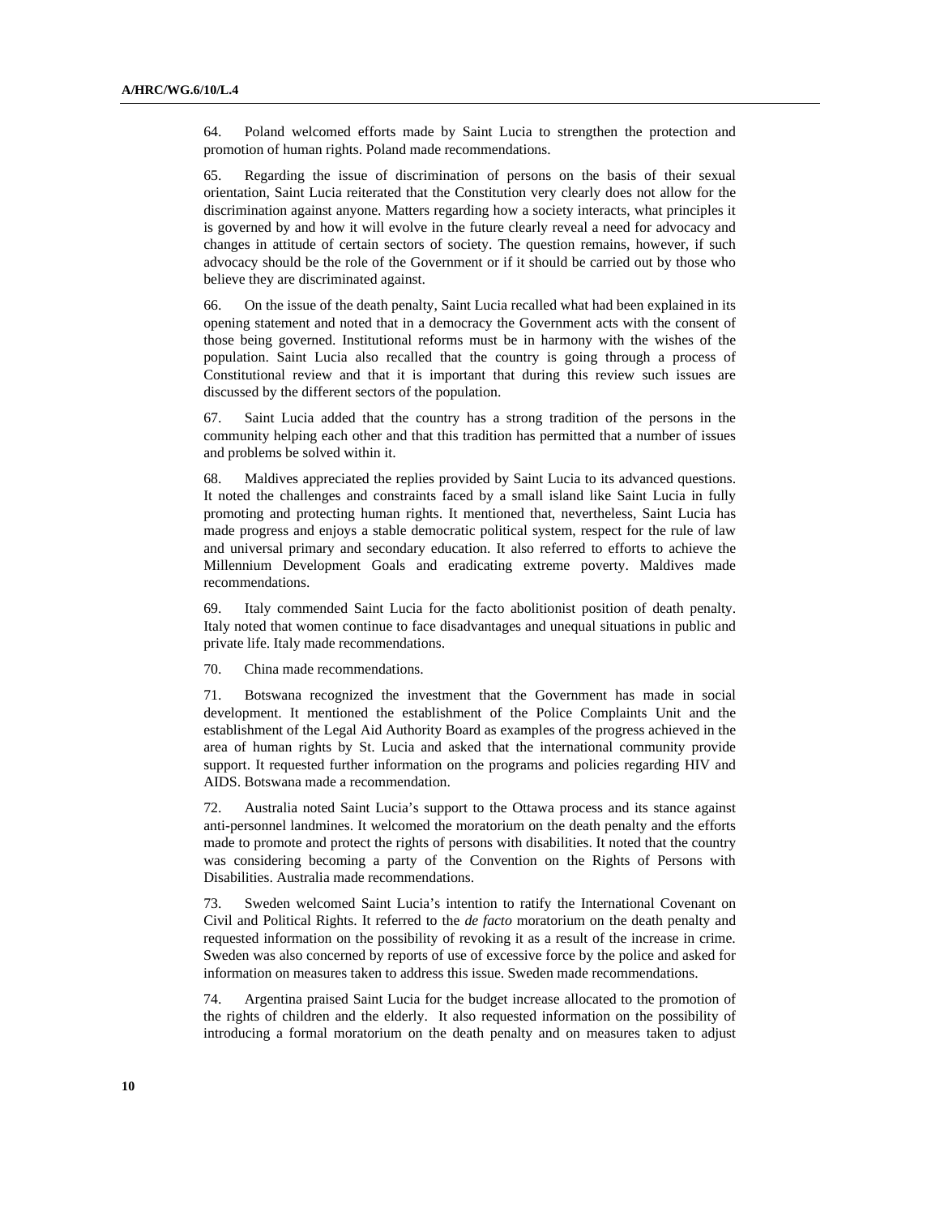64. Poland welcomed efforts made by Saint Lucia to strengthen the protection and promotion of human rights. Poland made recommendations.

65. Regarding the issue of discrimination of persons on the basis of their sexual orientation, Saint Lucia reiterated that the Constitution very clearly does not allow for the discrimination against anyone. Matters regarding how a society interacts, what principles it is governed by and how it will evolve in the future clearly reveal a need for advocacy and changes in attitude of certain sectors of society. The question remains, however, if such advocacy should be the role of the Government or if it should be carried out by those who believe they are discriminated against.

66. On the issue of the death penalty, Saint Lucia recalled what had been explained in its opening statement and noted that in a democracy the Government acts with the consent of those being governed. Institutional reforms must be in harmony with the wishes of the population. Saint Lucia also recalled that the country is going through a process of Constitutional review and that it is important that during this review such issues are discussed by the different sectors of the population.

67. Saint Lucia added that the country has a strong tradition of the persons in the community helping each other and that this tradition has permitted that a number of issues and problems be solved within it.

68. Maldives appreciated the replies provided by Saint Lucia to its advanced questions. It noted the challenges and constraints faced by a small island like Saint Lucia in fully promoting and protecting human rights. It mentioned that, nevertheless, Saint Lucia has made progress and enjoys a stable democratic political system, respect for the rule of law and universal primary and secondary education. It also referred to efforts to achieve the Millennium Development Goals and eradicating extreme poverty. Maldives made recommendations.

69. Italy commended Saint Lucia for the facto abolitionist position of death penalty. Italy noted that women continue to face disadvantages and unequal situations in public and private life. Italy made recommendations.

70. China made recommendations.

71. Botswana recognized the investment that the Government has made in social development. It mentioned the establishment of the Police Complaints Unit and the establishment of the Legal Aid Authority Board as examples of the progress achieved in the area of human rights by St. Lucia and asked that the international community provide support. It requested further information on the programs and policies regarding HIV and AIDS. Botswana made a recommendation.

72. Australia noted Saint Lucia's support to the Ottawa process and its stance against anti-personnel landmines. It welcomed the moratorium on the death penalty and the efforts made to promote and protect the rights of persons with disabilities. It noted that the country was considering becoming a party of the Convention on the Rights of Persons with Disabilities. Australia made recommendations.

73. Sweden welcomed Saint Lucia's intention to ratify the International Covenant on Civil and Political Rights. It referred to the *de facto* moratorium on the death penalty and requested information on the possibility of revoking it as a result of the increase in crime. Sweden was also concerned by reports of use of excessive force by the police and asked for information on measures taken to address this issue. Sweden made recommendations.

74. Argentina praised Saint Lucia for the budget increase allocated to the promotion of the rights of children and the elderly. It also requested information on the possibility of introducing a formal moratorium on the death penalty and on measures taken to adjust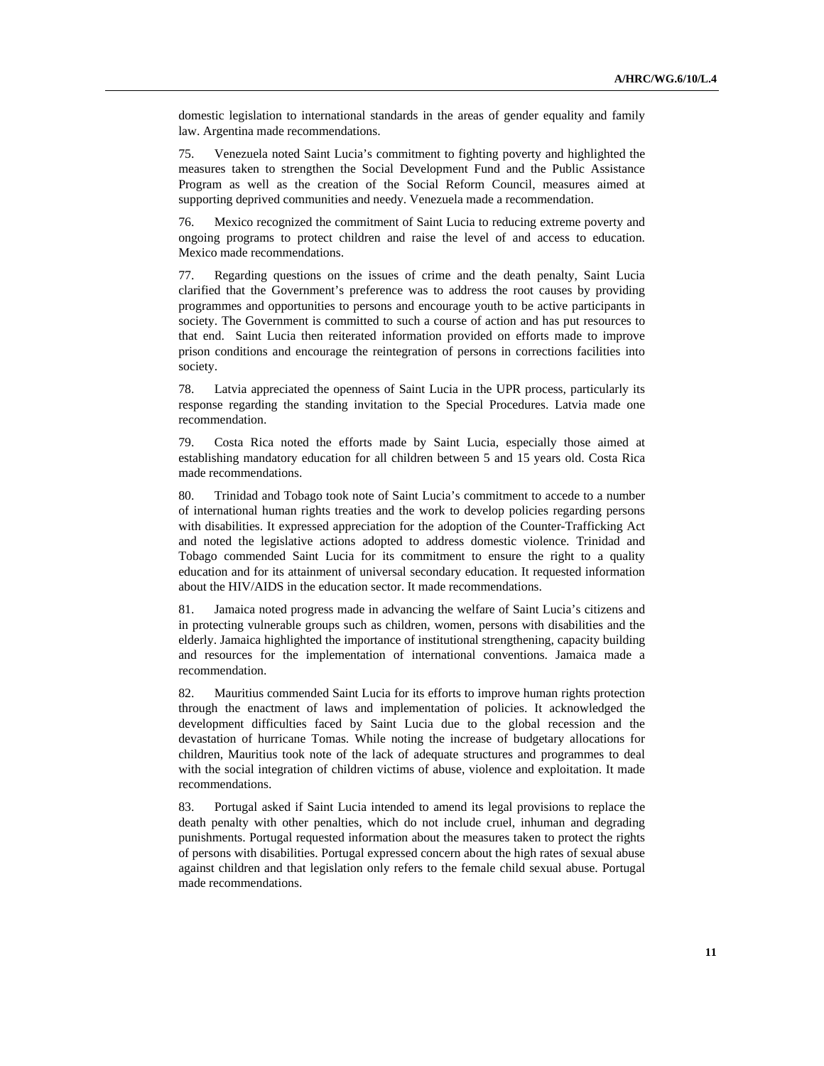domestic legislation to international standards in the areas of gender equality and family law. Argentina made recommendations.

75. Venezuela noted Saint Lucia's commitment to fighting poverty and highlighted the measures taken to strengthen the Social Development Fund and the Public Assistance Program as well as the creation of the Social Reform Council, measures aimed at supporting deprived communities and needy. Venezuela made a recommendation.

76. Mexico recognized the commitment of Saint Lucia to reducing extreme poverty and ongoing programs to protect children and raise the level of and access to education. Mexico made recommendations.

77. Regarding questions on the issues of crime and the death penalty, Saint Lucia clarified that the Government's preference was to address the root causes by providing programmes and opportunities to persons and encourage youth to be active participants in society. The Government is committed to such a course of action and has put resources to that end. Saint Lucia then reiterated information provided on efforts made to improve prison conditions and encourage the reintegration of persons in corrections facilities into society.

78. Latvia appreciated the openness of Saint Lucia in the UPR process, particularly its response regarding the standing invitation to the Special Procedures. Latvia made one recommendation.

79. Costa Rica noted the efforts made by Saint Lucia, especially those aimed at establishing mandatory education for all children between 5 and 15 years old. Costa Rica made recommendations.

80. Trinidad and Tobago took note of Saint Lucia's commitment to accede to a number of international human rights treaties and the work to develop policies regarding persons with disabilities. It expressed appreciation for the adoption of the Counter-Trafficking Act and noted the legislative actions adopted to address domestic violence. Trinidad and Tobago commended Saint Lucia for its commitment to ensure the right to a quality education and for its attainment of universal secondary education. It requested information about the HIV/AIDS in the education sector. It made recommendations.

81. Jamaica noted progress made in advancing the welfare of Saint Lucia's citizens and in protecting vulnerable groups such as children, women, persons with disabilities and the elderly. Jamaica highlighted the importance of institutional strengthening, capacity building and resources for the implementation of international conventions. Jamaica made a recommendation.

82. Mauritius commended Saint Lucia for its efforts to improve human rights protection through the enactment of laws and implementation of policies. It acknowledged the development difficulties faced by Saint Lucia due to the global recession and the devastation of hurricane Tomas. While noting the increase of budgetary allocations for children, Mauritius took note of the lack of adequate structures and programmes to deal with the social integration of children victims of abuse, violence and exploitation. It made recommendations.

83. Portugal asked if Saint Lucia intended to amend its legal provisions to replace the death penalty with other penalties, which do not include cruel, inhuman and degrading punishments. Portugal requested information about the measures taken to protect the rights of persons with disabilities. Portugal expressed concern about the high rates of sexual abuse against children and that legislation only refers to the female child sexual abuse. Portugal made recommendations.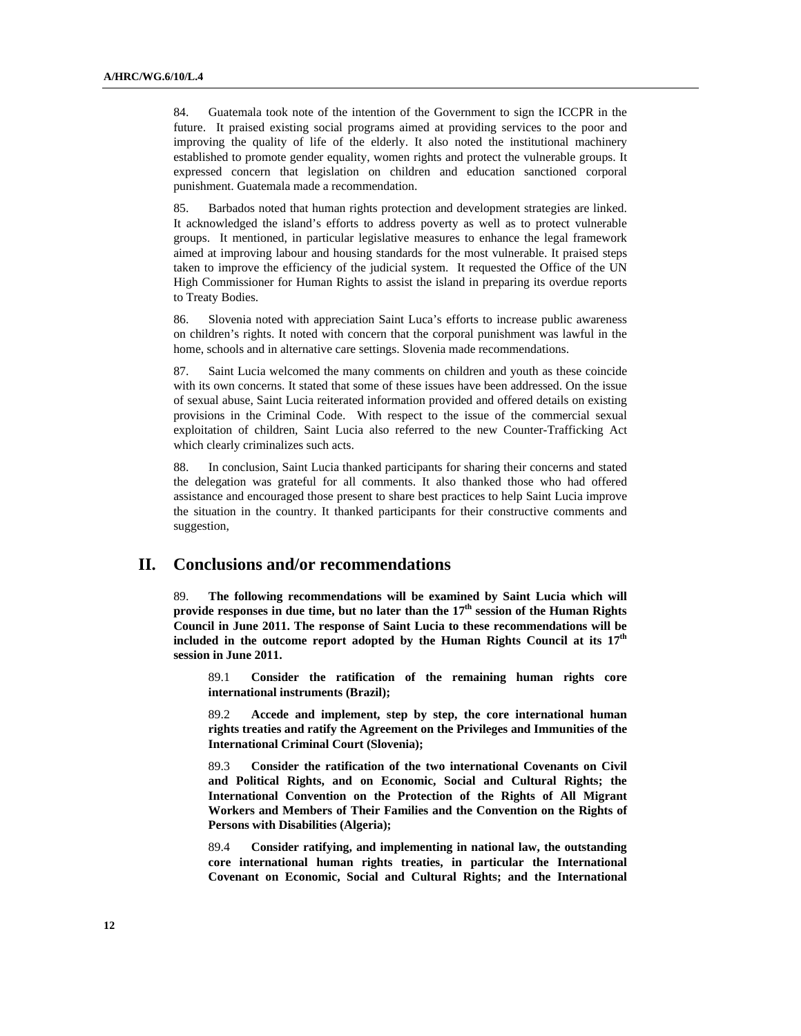84. Guatemala took note of the intention of the Government to sign the ICCPR in the future. It praised existing social programs aimed at providing services to the poor and improving the quality of life of the elderly. It also noted the institutional machinery established to promote gender equality, women rights and protect the vulnerable groups. It expressed concern that legislation on children and education sanctioned corporal punishment. Guatemala made a recommendation.

85. Barbados noted that human rights protection and development strategies are linked. It acknowledged the island's efforts to address poverty as well as to protect vulnerable groups. It mentioned, in particular legislative measures to enhance the legal framework aimed at improving labour and housing standards for the most vulnerable. It praised steps taken to improve the efficiency of the judicial system. It requested the Office of the UN High Commissioner for Human Rights to assist the island in preparing its overdue reports to Treaty Bodies.

86. Slovenia noted with appreciation Saint Luca's efforts to increase public awareness on children's rights. It noted with concern that the corporal punishment was lawful in the home, schools and in alternative care settings. Slovenia made recommendations.

87. Saint Lucia welcomed the many comments on children and youth as these coincide with its own concerns. It stated that some of these issues have been addressed. On the issue of sexual abuse, Saint Lucia reiterated information provided and offered details on existing provisions in the Criminal Code. With respect to the issue of the commercial sexual exploitation of children, Saint Lucia also referred to the new Counter-Trafficking Act which clearly criminalizes such acts.

88. In conclusion, Saint Lucia thanked participants for sharing their concerns and stated the delegation was grateful for all comments. It also thanked those who had offered assistance and encouraged those present to share best practices to help Saint Lucia improve the situation in the country. It thanked participants for their constructive comments and suggestion,

## II. Conclusions and/or recommendations

89. **The following recommendations will be examined by Saint Lucia which will provide responses in due time, but no later than the 17th session of the Human Rights Council in June 2011. The response of Saint Lucia to these recommendations will be included in the outcome report adopted by the Human Rights Council at its 17th session in June 2011.**

89.1 **Consider the ratification of the remaining human rights core international instruments (Brazil);**

89.2 **Accede and implement, step by step, the core international human rights treaties and ratify the Agreement on the Privileges and Immunities of the International Criminal Court (Slovenia);**

89.3 **Consider the ratification of the two international Covenants on Civil and Political Rights, and on Economic, Social and Cultural Rights; the International Convention on the Protection of the Rights of All Migrant Workers and Members of Their Families and the Convention on the Rights of Persons with Disabilities (Algeria);**

89.4 **Consider ratifying, and implementing in national law, the outstanding core international human rights treaties, in particular the International Covenant on Economic, Social and Cultural Rights; and the International**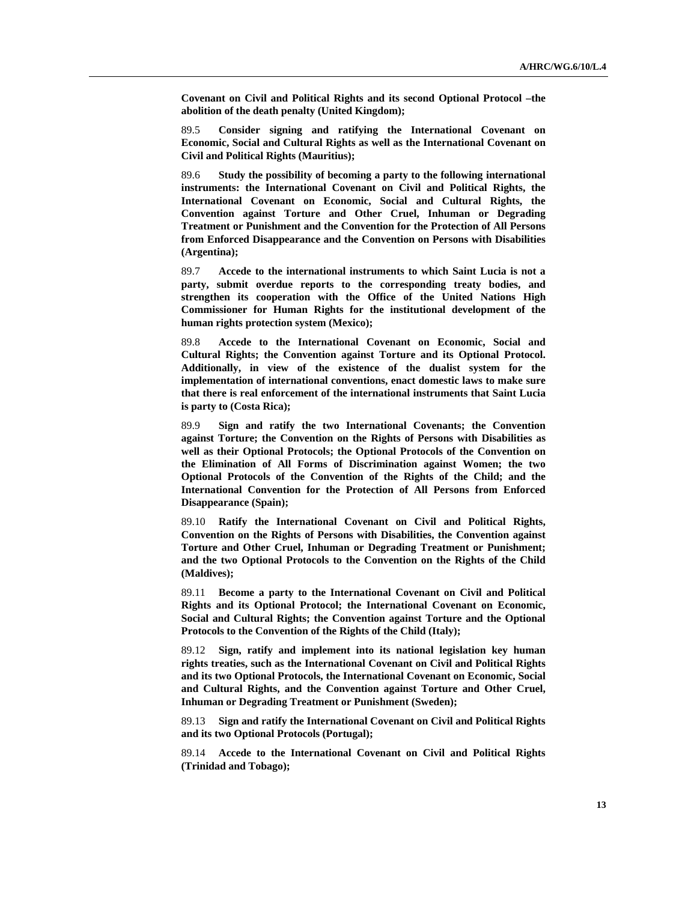**Covenant on Civil and Political Rights and its second Optional Protocol –the abolition of the death penalty (United Kingdom);**

89.5 **Consider signing and ratifying the International Covenant on Economic, Social and Cultural Rights as well as the International Covenant on Civil and Political Rights (Mauritius);**

89.6 **Study the possibility of becoming a party to the following international instruments: the International Covenant on Civil and Political Rights, the International Covenant on Economic, Social and Cultural Rights, the Convention against Torture and Other Cruel, Inhuman or Degrading Treatment or Punishment and the Convention for the Protection of All Persons from Enforced Disappearance and the Convention on Persons with Disabilities (Argentina);**

89.7 **Accede to the international instruments to which Saint Lucia is not a party, submit overdue reports to the corresponding treaty bodies, and strengthen its cooperation with the Office of the United Nations High Commissioner for Human Rights for the institutional development of the human rights protection system (Mexico);**

89.8 **Accede to the International Covenant on Economic, Social and Cultural Rights; the Convention against Torture and its Optional Protocol. Additionally, in view of the existence of the dualist system for the implementation of international conventions, enact domestic laws to make sure that there is real enforcement of the international instruments that Saint Lucia is party to (Costa Rica);**

89.9 **Sign and ratify the two International Covenants; the Convention against Torture; the Convention on the Rights of Persons with Disabilities as well as their Optional Protocols; the Optional Protocols of the Convention on the Elimination of All Forms of Discrimination against Women; the two Optional Protocols of the Convention of the Rights of the Child; and the International Convention for the Protection of All Persons from Enforced Disappearance (Spain);**

89.10 **Ratify the International Covenant on Civil and Political Rights, Convention on the Rights of Persons with Disabilities, the Convention against Torture and Other Cruel, Inhuman or Degrading Treatment or Punishment; and the two Optional Protocols to the Convention on the Rights of the Child (Maldives);**

89.11 **Become a party to the International Covenant on Civil and Political Rights and its Optional Protocol; the International Covenant on Economic, Social and Cultural Rights; the Convention against Torture and the Optional Protocols to the Convention of the Rights of the Child (Italy);**

89.12 **Sign, ratify and implement into its national legislation key human rights treaties, such as the International Covenant on Civil and Political Rights and its two Optional Protocols, the International Covenant on Economic, Social and Cultural Rights, and the Convention against Torture and Other Cruel, Inhuman or Degrading Treatment or Punishment (Sweden);**

89.13 **Sign and ratify the International Covenant on Civil and Political Rights and its two Optional Protocols (Portugal);**

89.14 **Accede to the International Covenant on Civil and Political Rights (Trinidad and Tobago);**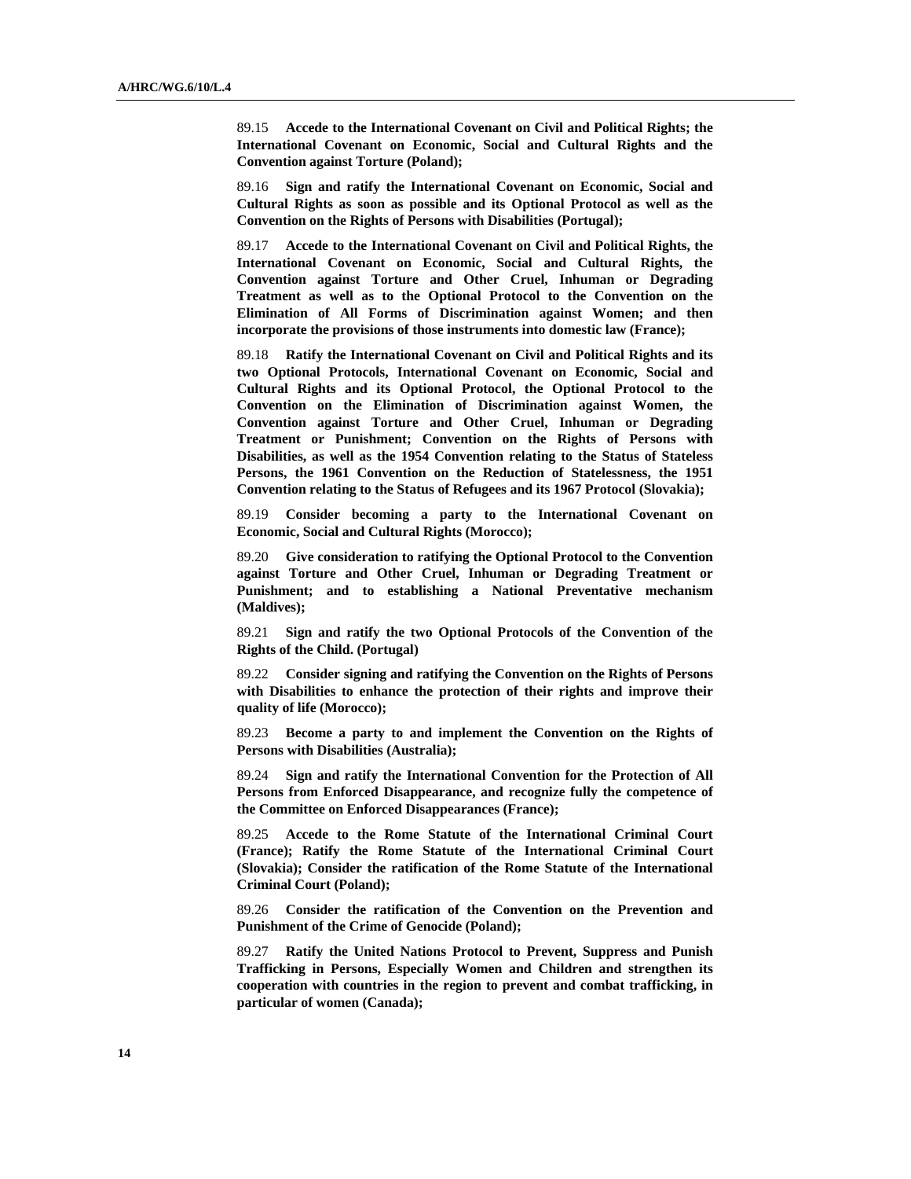89.15 **Accede to the International Covenant on Civil and Political Rights; the International Covenant on Economic, Social and Cultural Rights and the Convention against Torture (Poland);**

89.16 **Sign and ratify the International Covenant on Economic, Social and Cultural Rights as soon as possible and its Optional Protocol as well as the Convention on the Rights of Persons with Disabilities (Portugal);**

89.17 **Accede to the International Covenant on Civil and Political Rights, the International Covenant on Economic, Social and Cultural Rights, the Convention against Torture and Other Cruel, Inhuman or Degrading Treatment as well as to the Optional Protocol to the Convention on the Elimination of All Forms of Discrimination against Women; and then incorporate the provisions of those instruments into domestic law (France);**

89.18 **Ratify the International Covenant on Civil and Political Rights and its two Optional Protocols, International Covenant on Economic, Social and Cultural Rights and its Optional Protocol, the Optional Protocol to the Convention on the Elimination of Discrimination against Women, the Convention against Torture and Other Cruel, Inhuman or Degrading Treatment or Punishment; Convention on the Rights of Persons with Disabilities, as well as the 1954 Convention relating to the Status of Stateless Persons, the 1961 Convention on the Reduction of Statelessness, the 1951 Convention relating to the Status of Refugees and its 1967 Protocol (Slovakia);**

89.19 **Consider becoming a party to the International Covenant on Economic, Social and Cultural Rights (Morocco);**

89.20 **Give consideration to ratifying the Optional Protocol to the Convention against Torture and Other Cruel, Inhuman or Degrading Treatment or Punishment; and to establishing a National Preventative mechanism (Maldives);**

89.21 **Sign and ratify the two Optional Protocols of the Convention of the Rights of the Child. (Portugal)**

89.22 **Consider signing and ratifying the Convention on the Rights of Persons with Disabilities to enhance the protection of their rights and improve their quality of life (Morocco);**

89.23 **Become a party to and implement the Convention on the Rights of Persons with Disabilities (Australia);**

89.24 **Sign and ratify the International Convention for the Protection of All Persons from Enforced Disappearance, and recognize fully the competence of the Committee on Enforced Disappearances (France);**

89.25 **Accede to the Rome Statute of the International Criminal Court (France); Ratify the Rome Statute of the International Criminal Court (Slovakia); Consider the ratification of the Rome Statute of the International Criminal Court (Poland);**

89.26 **Consider the ratification of the Convention on the Prevention and Punishment of the Crime of Genocide (Poland);**

89.27 **Ratify the United Nations Protocol to Prevent, Suppress and Punish Trafficking in Persons, Especially Women and Children and strengthen its cooperation with countries in the region to prevent and combat trafficking, in particular of women (Canada);**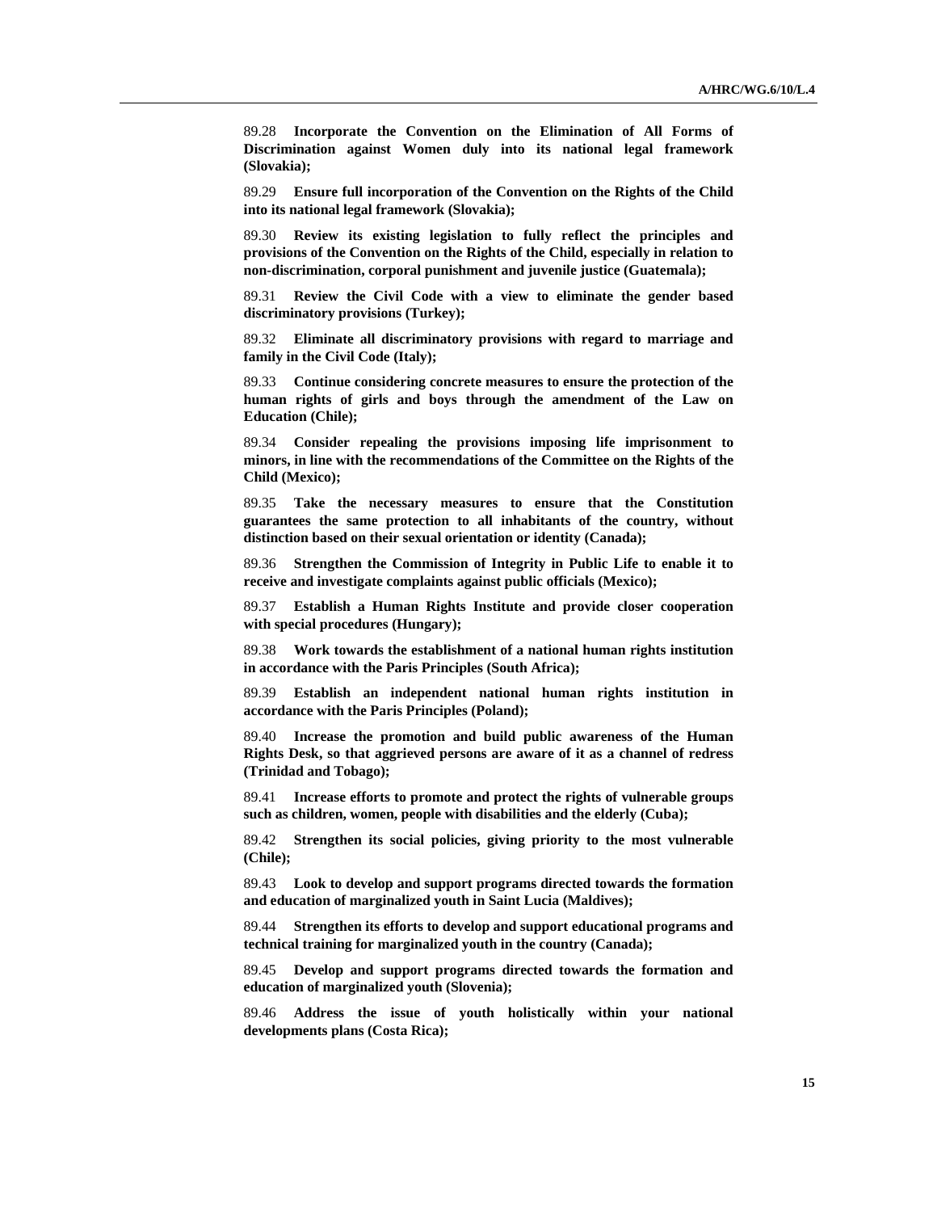89.28 **Incorporate the Convention on the Elimination of All Forms of Discrimination against Women duly into its national legal framework (Slovakia);**

89.29 **Ensure full incorporation of the Convention on the Rights of the Child into its national legal framework (Slovakia);**

89.30 **Review its existing legislation to fully reflect the principles and provisions of the Convention on the Rights of the Child, especially in relation to non-discrimination, corporal punishment and juvenile justice (Guatemala);**

89.31 **Review the Civil Code with a view to eliminate the gender based discriminatory provisions (Turkey);**

89.32 **Eliminate all discriminatory provisions with regard to marriage and family in the Civil Code (Italy);**

89.33 **Continue considering concrete measures to ensure the protection of the human rights of girls and boys through the amendment of the Law on Education (Chile);**

89.34 **Consider repealing the provisions imposing life imprisonment to minors, in line with the recommendations of the Committee on the Rights of the Child (Mexico);**

89.35 **Take the necessary measures to ensure that the Constitution guarantees the same protection to all inhabitants of the country, without distinction based on their sexual orientation or identity (Canada);**

89.36 **Strengthen the Commission of Integrity in Public Life to enable it to receive and investigate complaints against public officials (Mexico);**

89.37 **Establish a Human Rights Institute and provide closer cooperation with special procedures (Hungary);**

89.38 **Work towards the establishment of a national human rights institution in accordance with the Paris Principles (South Africa);**

89.39 **Establish an independent national human rights institution in accordance with the Paris Principles (Poland);**

89.40 **Increase the promotion and build public awareness of the Human Rights Desk, so that aggrieved persons are aware of it as a channel of redress (Trinidad and Tobago);**

89.41 **Increase efforts to promote and protect the rights of vulnerable groups such as children, women, people with disabilities and the elderly (Cuba);**

89.42 **Strengthen its social policies, giving priority to the most vulnerable (Chile);**

89.43 **Look to develop and support programs directed towards the formation and education of marginalized youth in Saint Lucia (Maldives);**

89.44 **Strengthen its efforts to develop and support educational programs and technical training for marginalized youth in the country (Canada);**

89.45 **Develop and support programs directed towards the formation and education of marginalized youth (Slovenia);**

89.46 **Address the issue of youth holistically within your national developments plans (Costa Rica);**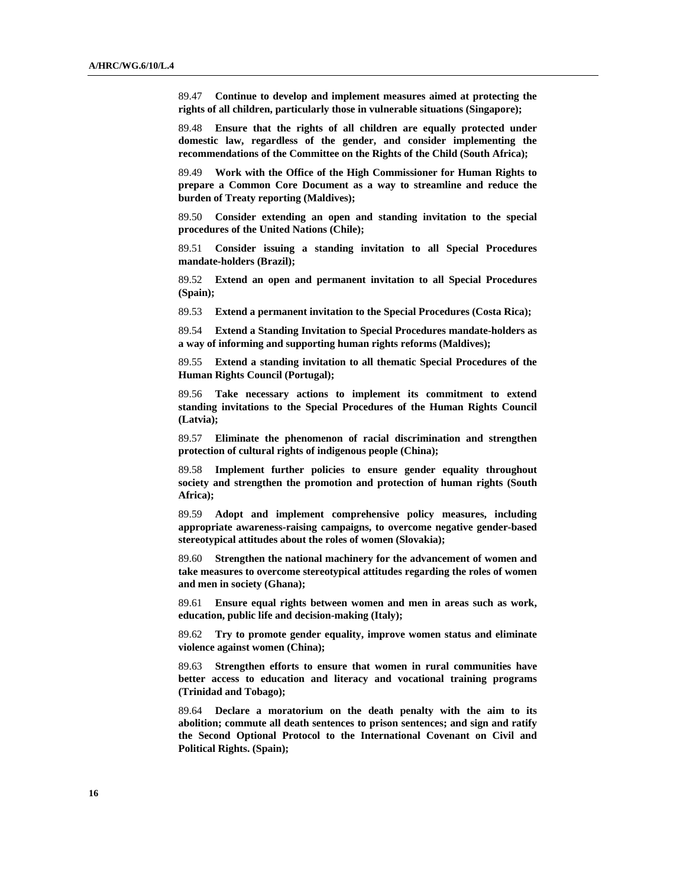89.47 **Continue to develop and implement measures aimed at protecting the rights of all children, particularly those in vulnerable situations (Singapore);**

89.48 **Ensure that the rights of all children are equally protected under domestic law, regardless of the gender, and consider implementing the recommendations of the Committee on the Rights of the Child (South Africa);**

89.49 **Work with the Office of the High Commissioner for Human Rights to prepare a Common Core Document as a way to streamline and reduce the burden of Treaty reporting (Maldives);**

89.50 **Consider extending an open and standing invitation to the special procedures of the United Nations (Chile);**

89.51 **Consider issuing a standing invitation to all Special Procedures mandate-holders (Brazil);**

89.52 **Extend an open and permanent invitation to all Special Procedures (Spain);**

89.53 **Extend a permanent invitation to the Special Procedures (Costa Rica);**

89.54 **Extend a Standing Invitation to Special Procedures mandate-holders as a way of informing and supporting human rights reforms (Maldives);**

89.55 **Extend a standing invitation to all thematic Special Procedures of the Human Rights Council (Portugal);**

89.56 **Take necessary actions to implement its commitment to extend standing invitations to the Special Procedures of the Human Rights Council (Latvia);**

89.57 **Eliminate the phenomenon of racial discrimination and strengthen protection of cultural rights of indigenous people (China);**

89.58 **Implement further policies to ensure gender equality throughout society and strengthen the promotion and protection of human rights (South Africa);**

89.59 **Adopt and implement comprehensive policy measures, including appropriate awareness-raising campaigns, to overcome negative gender-based stereotypical attitudes about the roles of women (Slovakia);**

89.60 **Strengthen the national machinery for the advancement of women and take measures to overcome stereotypical attitudes regarding the roles of women and men in society (Ghana);**

89.61 **Ensure equal rights between women and men in areas such as work, education, public life and decision-making (Italy);**

89.62 **Try to promote gender equality, improve women status and eliminate violence against women (China);**

89.63 **Strengthen efforts to ensure that women in rural communities have better access to education and literacy and vocational training programs (Trinidad and Tobago);**

89.64 **Declare a moratorium on the death penalty with the aim to its abolition; commute all death sentences to prison sentences; and sign and ratify the Second Optional Protocol to the International Covenant on Civil and Political Rights. (Spain);**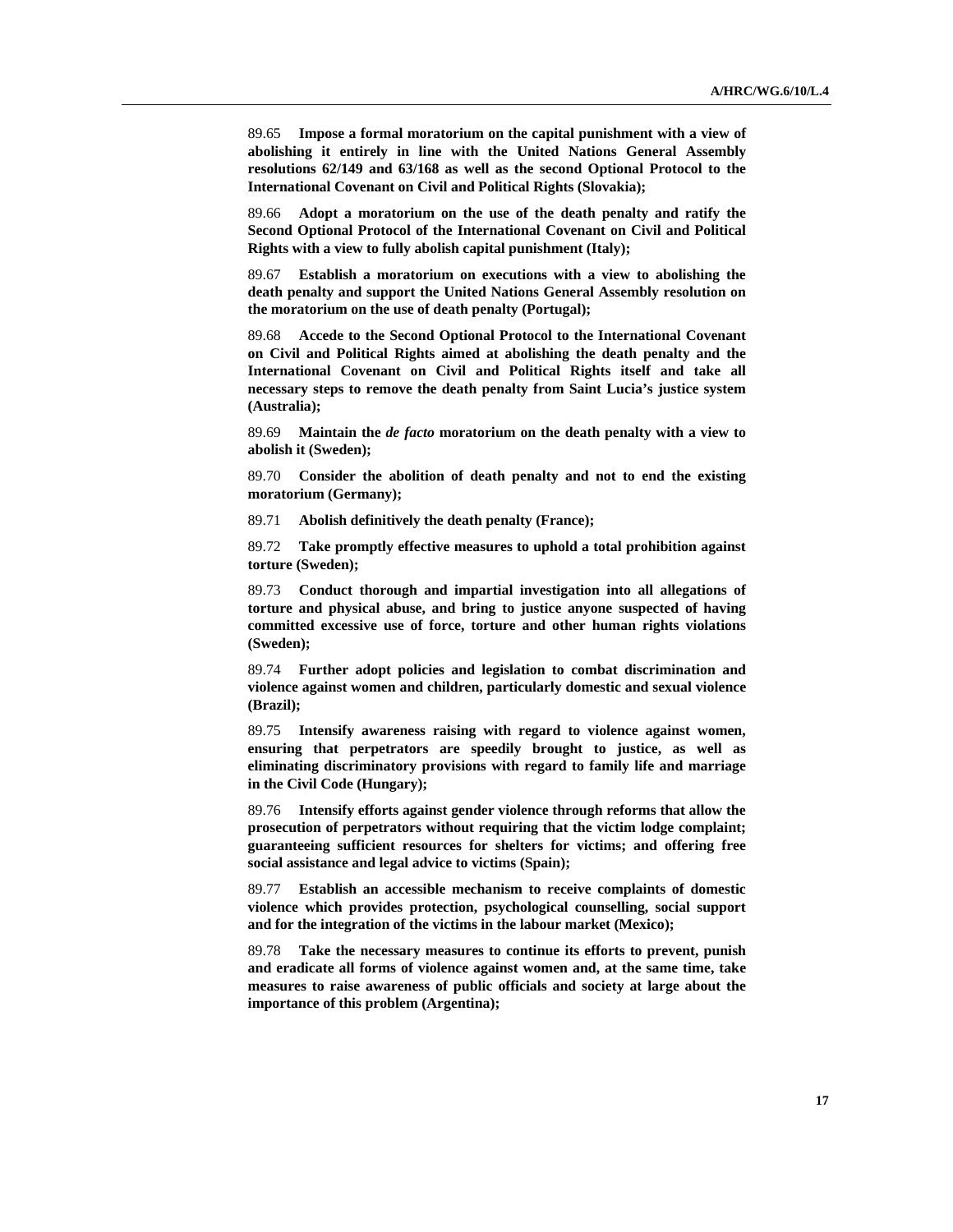89.65 **Impose a formal moratorium on the capital punishment with a view of abolishing it entirely in line with the United Nations General Assembly resolutions 62/149 and 63/168 as well as the second Optional Protocol to the International Covenant on Civil and Political Rights (Slovakia);**

89.66 **Adopt a moratorium on the use of the death penalty and ratify the Second Optional Protocol of the International Covenant on Civil and Political Rights with a view to fully abolish capital punishment (Italy);**

89.67 **Establish a moratorium on executions with a view to abolishing the death penalty and support the United Nations General Assembly resolution on the moratorium on the use of death penalty (Portugal);**

89.68 **Accede to the Second Optional Protocol to the International Covenant on Civil and Political Rights aimed at abolishing the death penalty and the International Covenant on Civil and Political Rights itself and take all necessary steps to remove the death penalty from Saint Lucia's justice system (Australia);**

89.69 **Maintain the** ***de facto*** **moratorium on the death penalty with a view to abolish it (Sweden);**

89.70 **Consider the abolition of death penalty and not to end the existing moratorium (Germany);**

89.71 **Abolish definitively the death penalty (France);**

89.72 **Take promptly effective measures to uphold a total prohibition against torture (Sweden);**

89.73 **Conduct thorough and impartial investigation into all allegations of torture and physical abuse, and bring to justice anyone suspected of having committed excessive use of force, torture and other human rights violations (Sweden);**

89.74 **Further adopt policies and legislation to combat discrimination and violence against women and children, particularly domestic and sexual violence (Brazil);**

89.75 **Intensify awareness raising with regard to violence against women, ensuring that perpetrators are speedily brought to justice, as well as eliminating discriminatory provisions with regard to family life and marriage in the Civil Code (Hungary);**

89.76 **Intensify efforts against gender violence through reforms that allow the prosecution of perpetrators without requiring that the victim lodge complaint; guaranteeing sufficient resources for shelters for victims; and offering free social assistance and legal advice to victims (Spain);**

89.77 **Establish an accessible mechanism to receive complaints of domestic violence which provides protection, psychological counselling, social support and for the integration of the victims in the labour market (Mexico);**

89.78 **Take the necessary measures to continue its efforts to prevent, punish and eradicate all forms of violence against women and, at the same time, take measures to raise awareness of public officials and society at large about the importance of this problem (Argentina);**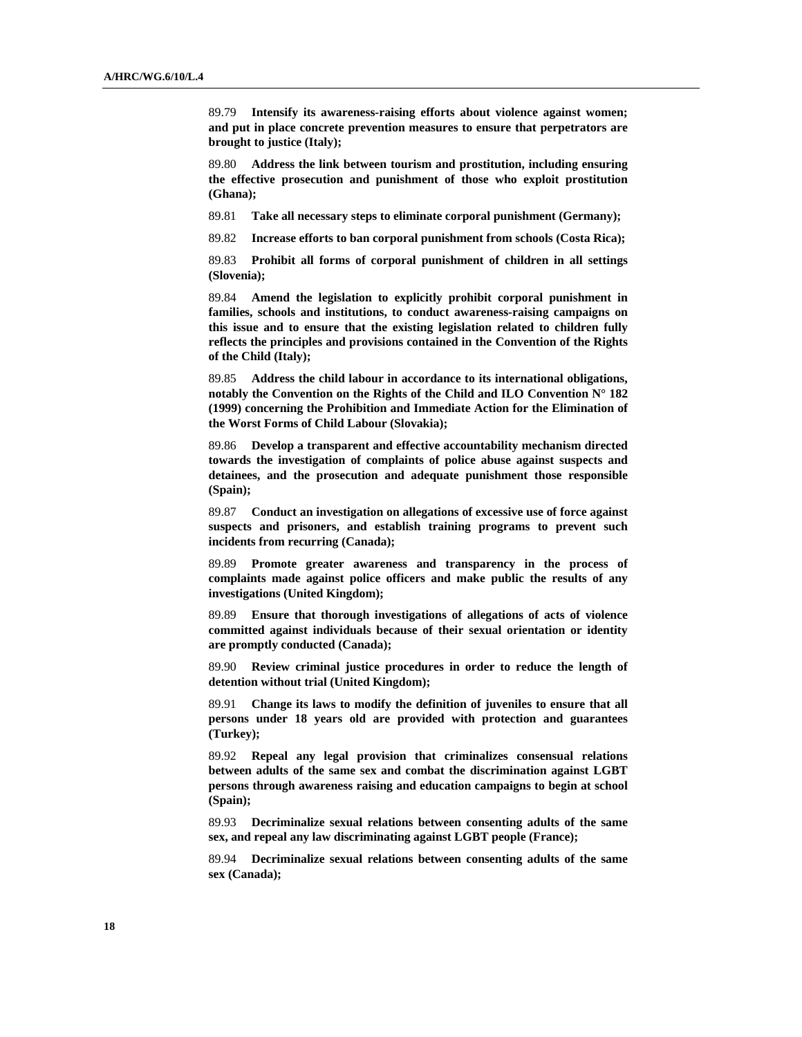89.79 **Intensify its awareness-raising efforts about violence against women; and put in place concrete prevention measures to ensure that perpetrators are brought to justice (Italy);**

89.80 **Address the link between tourism and prostitution, including ensuring the effective prosecution and punishment of those who exploit prostitution (Ghana);**

89.81 **Take all necessary steps to eliminate corporal punishment (Germany);**

89.82 **Increase efforts to ban corporal punishment from schools (Costa Rica);**

89.83 **Prohibit all forms of corporal punishment of children in all settings (Slovenia);**

89.84 **Amend the legislation to explicitly prohibit corporal punishment in families, schools and institutions, to conduct awareness-raising campaigns on this issue and to ensure that the existing legislation related to children fully reflects the principles and provisions contained in the Convention of the Rights of the Child (Italy);**

89.85 **Address the child labour in accordance to its international obligations, notably the Convention on the Rights of the Child and ILO Convention N° 182 (1999) concerning the Prohibition and Immediate Action for the Elimination of the Worst Forms of Child Labour (Slovakia);**

89.86 **Develop a transparent and effective accountability mechanism directed towards the investigation of complaints of police abuse against suspects and detainees, and the prosecution and adequate punishment those responsible (Spain);**

89.87 **Conduct an investigation on allegations of excessive use of force against suspects and prisoners, and establish training programs to prevent such incidents from recurring (Canada);**

89.89 **Promote greater awareness and transparency in the process of complaints made against police officers and make public the results of any investigations (United Kingdom);**

89.89 **Ensure that thorough investigations of allegations of acts of violence committed against individuals because of their sexual orientation or identity are promptly conducted (Canada);**

89.90 **Review criminal justice procedures in order to reduce the length of detention without trial (United Kingdom);**

89.91 **Change its laws to modify the definition of juveniles to ensure that all persons under 18 years old are provided with protection and guarantees (Turkey);**

89.92 **Repeal any legal provision that criminalizes consensual relations between adults of the same sex and combat the discrimination against LGBT persons through awareness raising and education campaigns to begin at school (Spain);**

89.93 **Decriminalize sexual relations between consenting adults of the same sex, and repeal any law discriminating against LGBT people (France);**

89.94 **Decriminalize sexual relations between consenting adults of the same sex (Canada);**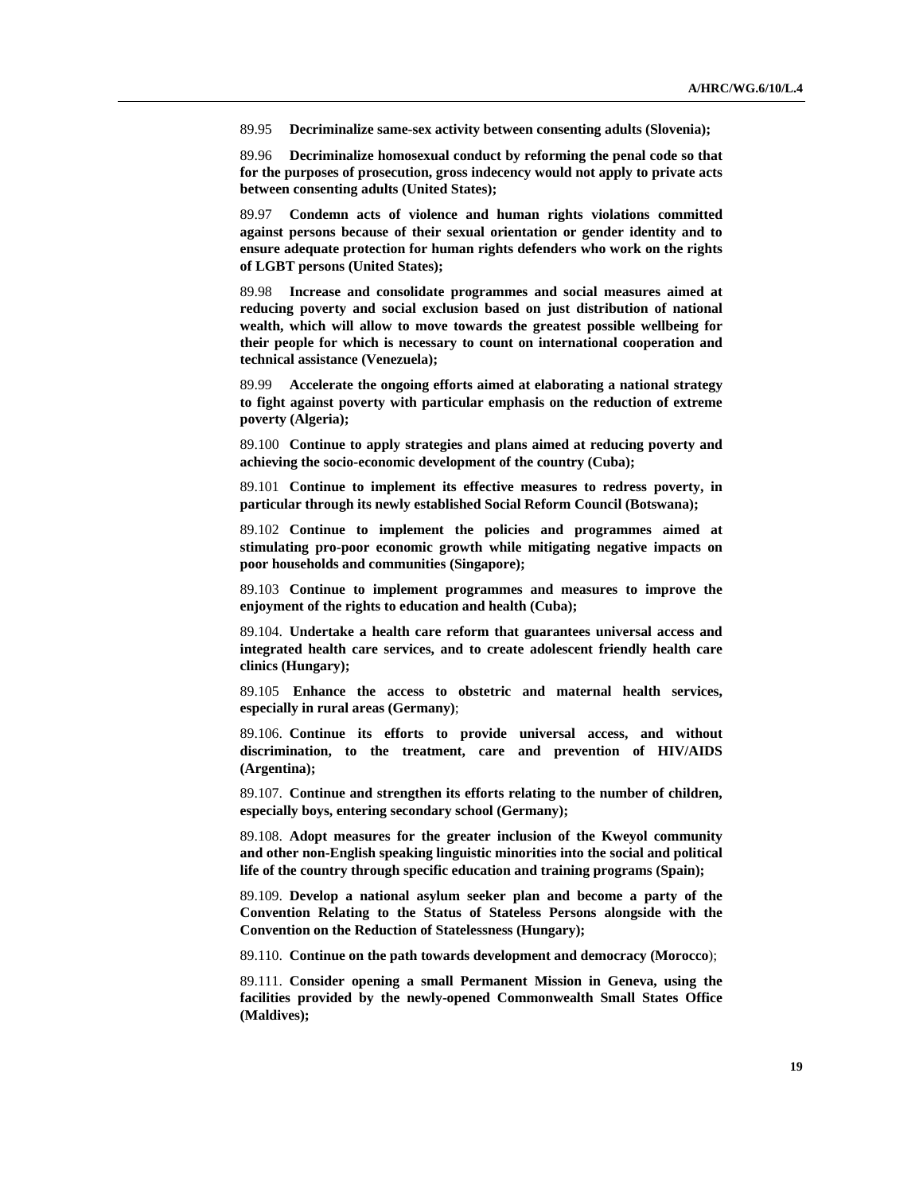89.95 **Decriminalize same-sex activity between consenting adults (Slovenia);**

89.96 **Decriminalize homosexual conduct by reforming the penal code so that for the purposes of prosecution, gross indecency would not apply to private acts between consenting adults (United States);**

89.97 **Condemn acts of violence and human rights violations committed against persons because of their sexual orientation or gender identity and to ensure adequate protection for human rights defenders who work on the rights of LGBT persons (United States);**

89.98 **Increase and consolidate programmes and social measures aimed at reducing poverty and social exclusion based on just distribution of national wealth, which will allow to move towards the greatest possible wellbeing for their people for which is necessary to count on international cooperation and technical assistance (Venezuela);**

89.99 **Accelerate the ongoing efforts aimed at elaborating a national strategy to fight against poverty with particular emphasis on the reduction of extreme poverty (Algeria);**

89.100 **Continue to apply strategies and plans aimed at reducing poverty and achieving the socio-economic development of the country (Cuba);**

89.101 **Continue to implement its effective measures to redress poverty, in particular through its newly established Social Reform Council (Botswana);**

89.102 **Continue to implement the policies and programmes aimed at stimulating pro-poor economic growth while mitigating negative impacts on poor households and communities (Singapore);**

89.103 **Continue to implement programmes and measures to improve the enjoyment of the rights to education and health (Cuba);**

89.104. **Undertake a health care reform that guarantees universal access and integrated health care services, and to create adolescent friendly health care clinics (Hungary);**

89.105 **Enhance the access to obstetric and maternal health services, especially in rural areas (Germany)**;

89.106. **Continue its efforts to provide universal access, and without discrimination, to the treatment, care and prevention of HIV/AIDS (Argentina);**

89.107. **Continue and strengthen its efforts relating to the number of children, especially boys, entering secondary school (Germany);**

89.108. **Adopt measures for the greater inclusion of the Kweyol community and other non-English speaking linguistic minorities into the social and political life of the country through specific education and training programs (Spain);**

89.109. **Develop a national asylum seeker plan and become a party of the Convention Relating to the Status of Stateless Persons alongside with the Convention on the Reduction of Statelessness (Hungary);**

89.110. **Continue on the path towards development and democracy (Morocco)**;

89.111. **Consider opening a small Permanent Mission in Geneva, using the facilities provided by the newly-opened Commonwealth Small States Office (Maldives);**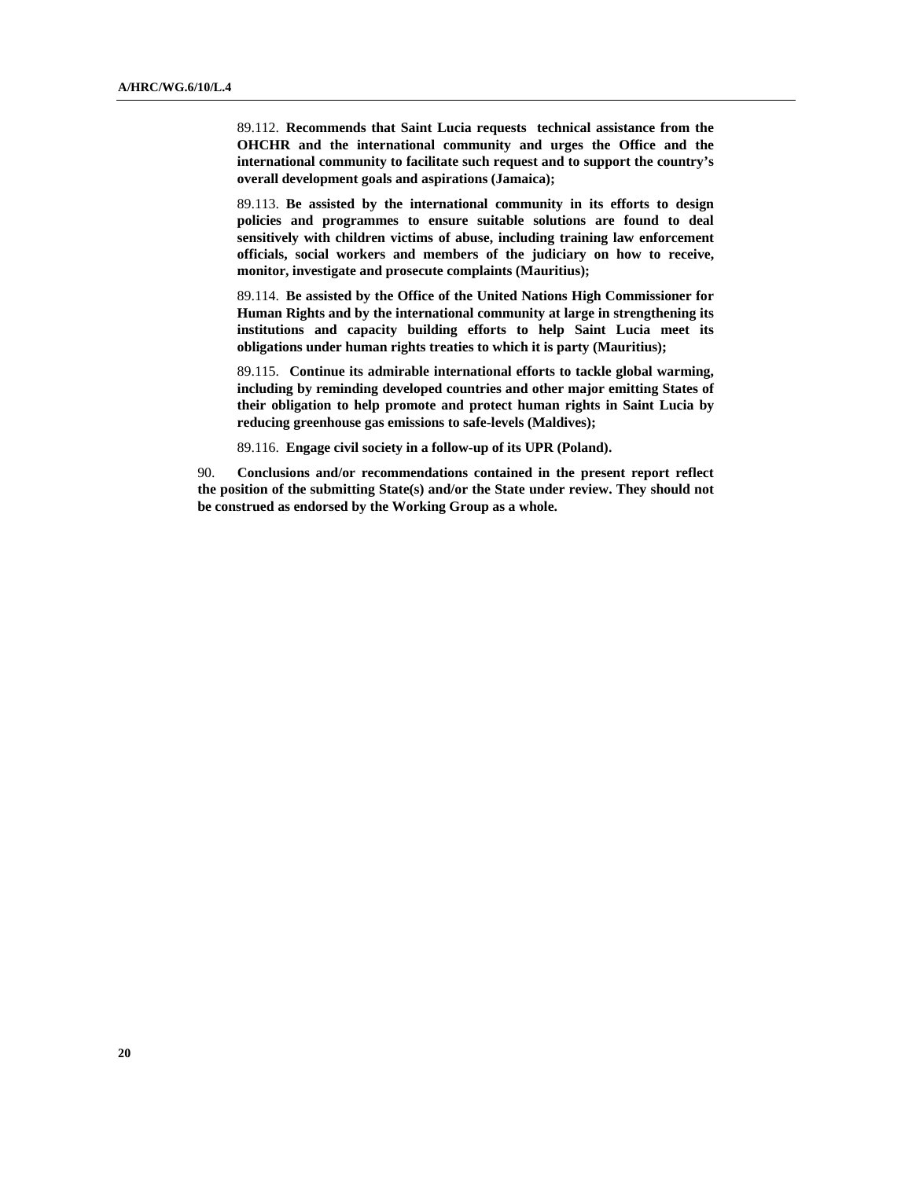89.112. **Recommends that Saint Lucia requests technical assistance from the OHCHR and the international community and urges the Office and the international community to facilitate such request and to support the country's overall development goals and aspirations (Jamaica);**

89.113. **Be assisted by the international community in its efforts to design policies and programmes to ensure suitable solutions are found to deal sensitively with children victims of abuse, including training law enforcement officials, social workers and members of the judiciary on how to receive, monitor, investigate and prosecute complaints (Mauritius);**

89.114. **Be assisted by the Office of the United Nations High Commissioner for Human Rights and by the international community at large in strengthening its institutions and capacity building efforts to help Saint Lucia meet its obligations under human rights treaties to which it is party (Mauritius);**

89.115. **Continue its admirable international efforts to tackle global warming, including by reminding developed countries and other major emitting States of their obligation to help promote and protect human rights in Saint Lucia by reducing greenhouse gas emissions to safe-levels (Maldives);**

89.116. **Engage civil society in a follow-up of its UPR (Poland).**

90. **Conclusions and/or recommendations contained in the present report reflect the position of the submitting State(s) and/or the State under review. They should not be construed as endorsed by the Working Group as a whole.**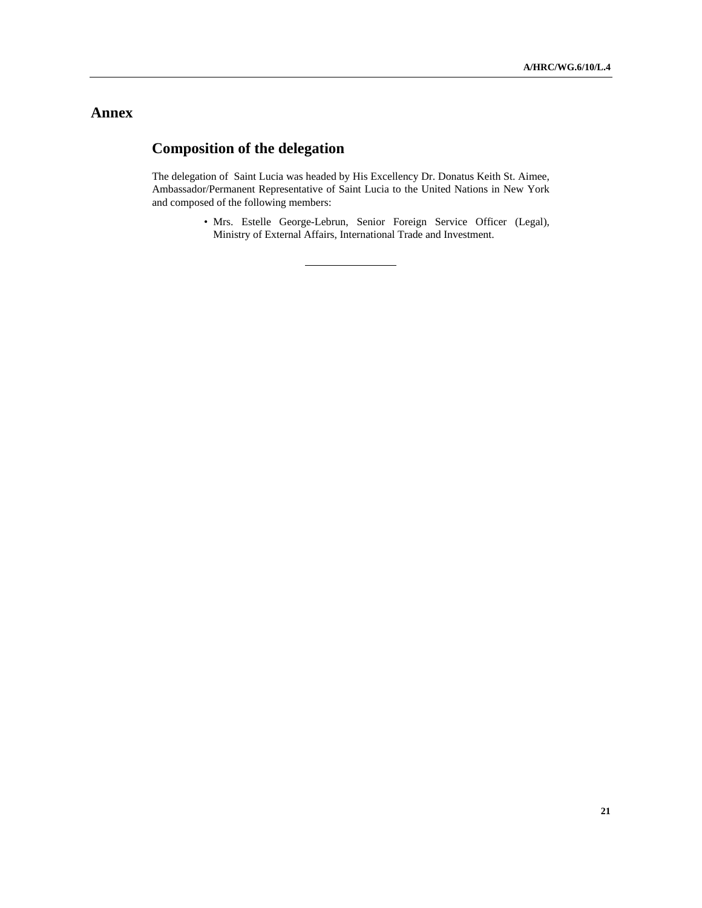# Annex

## Composition of the delegation

The delegation of Saint Lucia was headed by His Excellency Dr. Donatus Keith St. Aimee, Ambassador/Permanent Representative of Saint Lucia to the United Nations in New York and composed of the following members:

- Mrs. Estelle George-Lebrun, Senior Foreign Service Officer (Legal), Ministry of External Affairs, International Trade and Investment.